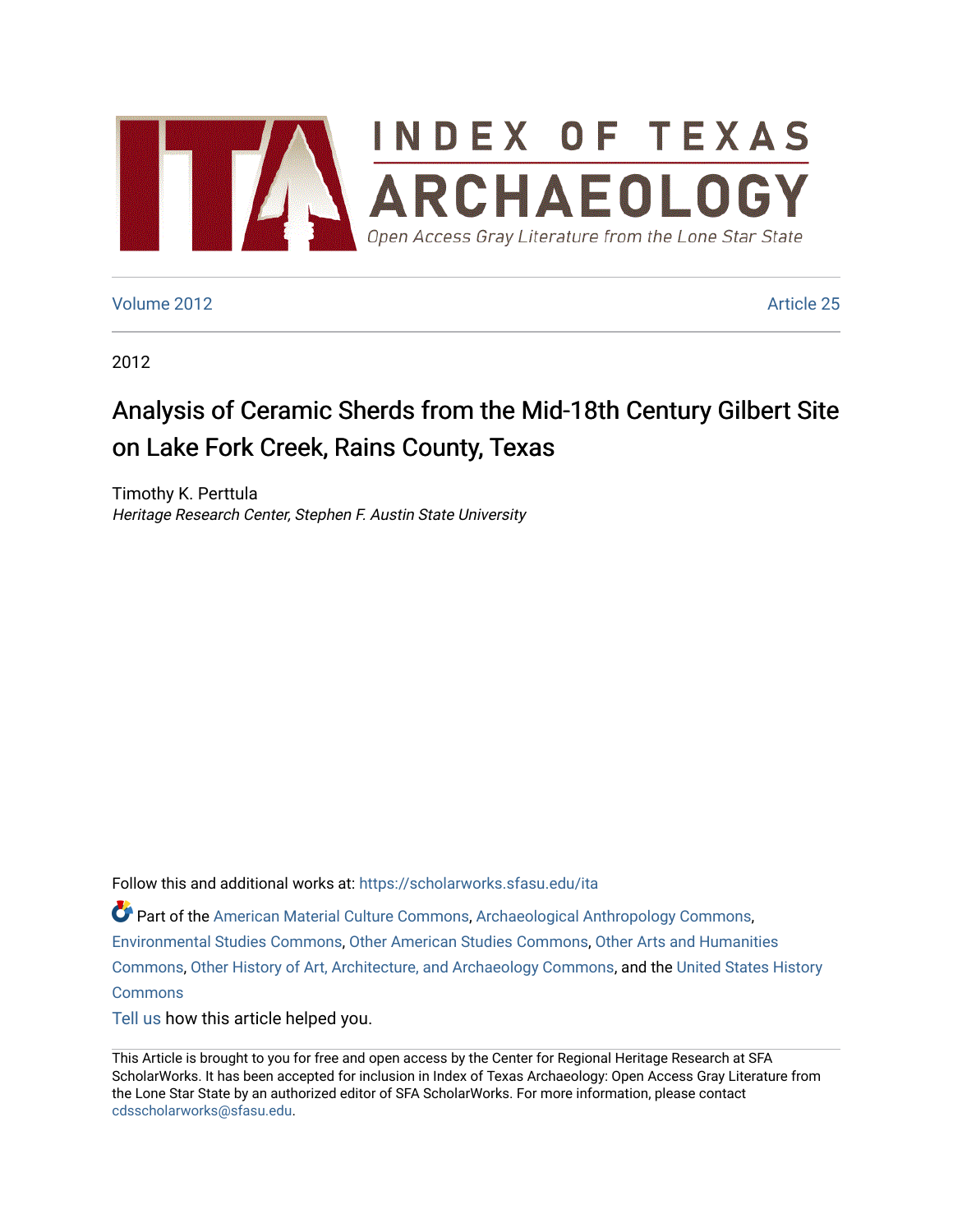# INDEX OF TEXAS ARCHAEOLOGY

Open Access Gray Literature from the Lone Star State

Volume 2012 | Article 25

2012

# Analysis of Ceramic Sherds from the Mid-18th Century Gilbert Site on Lake Fork Creek, Rains County, Texas

Timothy K. Perttula
*Heritage Research Center, Stephen F. Austin State University*

Follow this and additional works at: https://scholarworks.sfasu.edu/ita

Part of the American Material Culture Commons, Archaeological Anthropology Commons, Environmental Studies Commons, Other American Studies Commons, Other Arts and Humanities Commons, Other History of Art, Architecture, and Archaeology Commons, and the United States History Commons

Tell us how this article helped you.

This Article is brought to you for free and open access by the Center for Regional Heritage Research at SFA ScholarWorks. It has been accepted for inclusion in Index of Texas Archaeology: Open Access Gray Literature from the Lone Star State by an authorized editor of SFA ScholarWorks. For more information, please contact cdsscholarworks@sfasu.edu.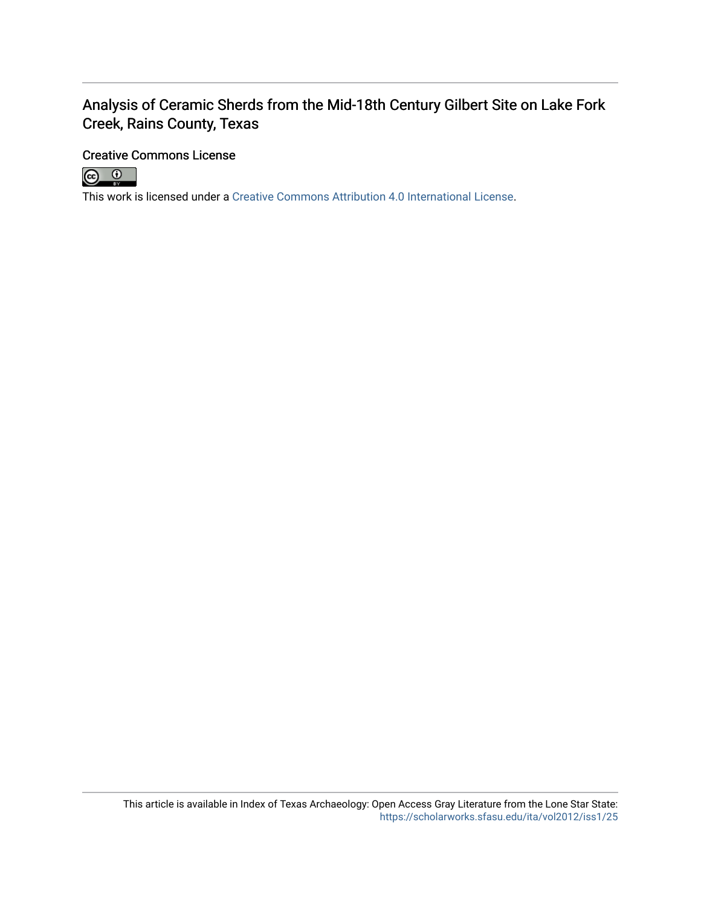# Analysis of Ceramic Sherds from the Mid-18th Century Gilbert Site on Lake Fork Creek, Rains County, Texas

## Creative Commons License

This work is licensed under a Creative Commons Attribution 4.0 International License.

This article is available in Index of Texas Archaeology: Open Access Gray Literature from the Lone Star State: https://scholarworks.sfasu.edu/ita/vol2012/iss1/25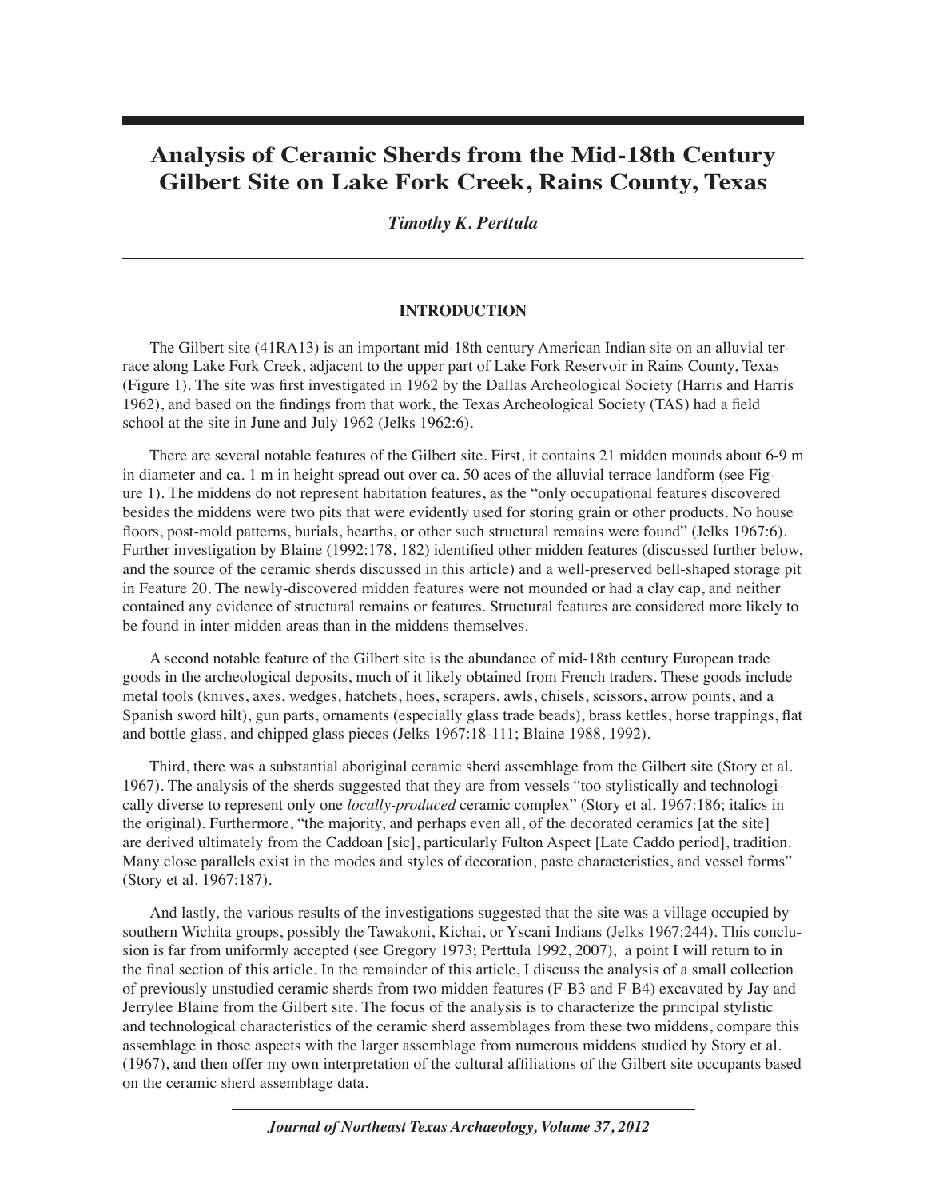# Analysis of Ceramic Sherds from the Mid-18th Century Gilbert Site on Lake Fork Creek, Rains County, Texas

*Timothy K. Perttula*

## INTRODUCTION

The Gilbert site (41RA13) is an important mid-18th century American Indian site on an alluvial terrace along Lake Fork Creek, adjacent to the upper part of Lake Fork Reservoir in Rains County, Texas (Figure 1). The site was first investigated in 1962 by the Dallas Archeological Society (Harris and Harris 1962), and based on the findings from that work, the Texas Archeological Society (TAS) had a field school at the site in June and July 1962 (Jelks 1962:6).

There are several notable features of the Gilbert site. First, it contains 21 midden mounds about 6-9 m in diameter and ca. 1 m in height spread out over ca. 50 aces of the alluvial terrace landform (see Figure 1). The middens do not represent habitation features, as the "only occupational features discovered besides the middens were two pits that were evidently used for storing grain or other products. No house floors, post-mold patterns, burials, hearths, or other such structural remains were found" (Jelks 1967:6). Further investigation by Blaine (1992:178, 182) identified other midden features (discussed further below, and the source of the ceramic sherds discussed in this article) and a well-preserved bell-shaped storage pit in Feature 20. The newly-discovered midden features were not mounded or had a clay cap, and neither contained any evidence of structural remains or features. Structural features are considered more likely to be found in inter-midden areas than in the middens themselves.

A second notable feature of the Gilbert site is the abundance of mid-18th century European trade goods in the archeological deposits, much of it likely obtained from French traders. These goods include metal tools (knives, axes, wedges, hatchets, hoes, scrapers, awls, chisels, scissors, arrow points, and a Spanish sword hilt), gun parts, ornaments (especially glass trade beads), brass kettles, horse trappings, flat and bottle glass, and chipped glass pieces (Jelks 1967:18-111; Blaine 1988, 1992).

Third, there was a substantial aboriginal ceramic sherd assemblage from the Gilbert site (Story et al. 1967). The analysis of the sherds suggested that they are from vessels "too stylistically and technologically diverse to represent only one *locally-produced* ceramic complex" (Story et al. 1967:186; italics in the original). Furthermore, "the majority, and perhaps even all, of the decorated ceramics [at the site] are derived ultimately from the Caddoan [sic], particularly Fulton Aspect [Late Caddo period], tradition. Many close parallels exist in the modes and styles of decoration, paste characteristics, and vessel forms" (Story et al. 1967:187).

And lastly, the various results of the investigations suggested that the site was a village occupied by southern Wichita groups, possibly the Tawakoni, Kichai, or Yscani Indians (Jelks 1967:244). This conclusion is far from uniformly accepted (see Gregory 1973; Perttula 1992, 2007), a point I will return to in the final section of this article. In the remainder of this article, I discuss the analysis of a small collection of previously unstudied ceramic sherds from two midden features (F-B3 and F-B4) excavated by Jay and Jerrylee Blaine from the Gilbert site. The focus of the analysis is to characterize the principal stylistic and technological characteristics of the ceramic sherd assemblages from these two middens, compare this assemblage in those aspects with the larger assemblage from numerous middens studied by Story et al. (1967), and then offer my own interpretation of the cultural affiliations of the Gilbert site occupants based on the ceramic sherd assemblage data.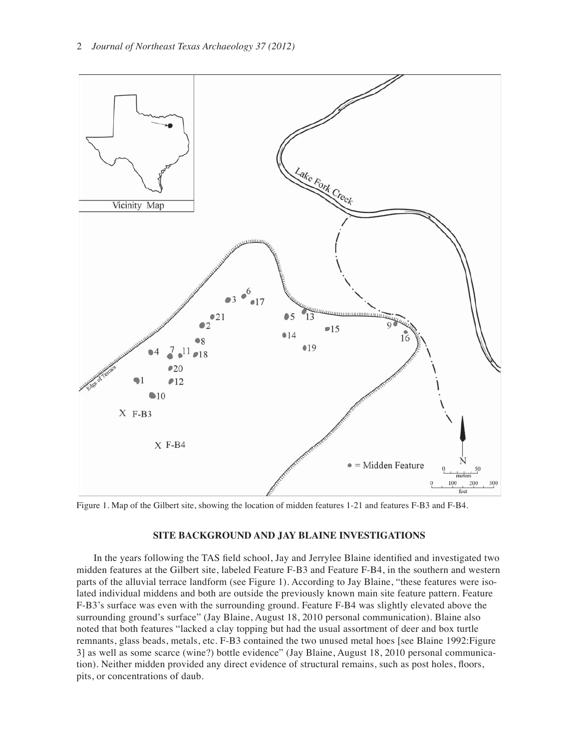Figure 1. Map of the Gilbert site, showing the location of midden features 1-21 and features F-B3 and F-B4.

## SITE BACKGROUND AND JAY BLAINE INVESTIGATIONS

In the years following the TAS field school, Jay and Jerrylee Blaine identified and investigated two midden features at the Gilbert site, labeled Feature F-B3 and Feature F-B4, in the southern and western parts of the alluvial terrace landform (see Figure 1). According to Jay Blaine, "these features were isolated individual middens and both are outside the previously known main site feature pattern. Feature F-B3's surface was even with the surrounding ground. Feature F-B4 was slightly elevated above the surrounding ground's surface" (Jay Blaine, August 18, 2010 personal communication). Blaine also noted that both features "lacked a clay topping but had the usual assortment of deer and box turtle remnants, glass beads, metals, etc. F-B3 contained the two unused metal hoes [see Blaine 1992:Figure 3] as well as some scarce (wine?) bottle evidence" (Jay Blaine, August 18, 2010 personal communication). Neither midden provided any direct evidence of structural remains, such as post holes, floors, pits, or concentrations of daub.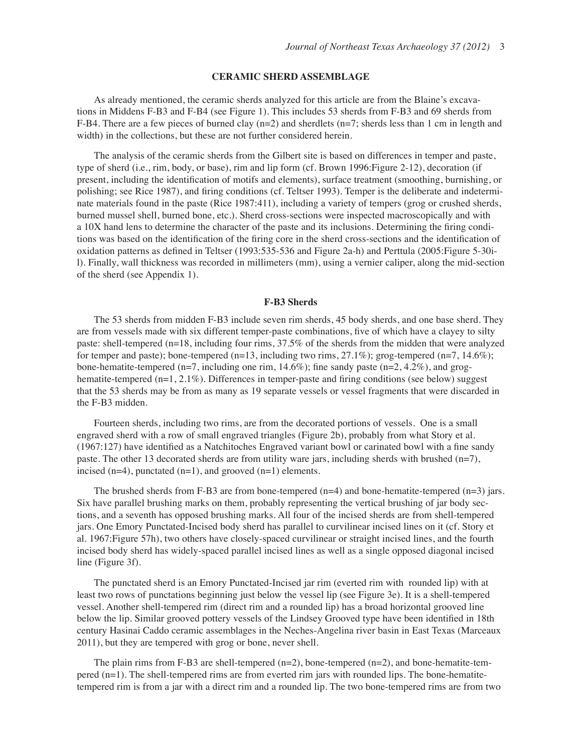## CERAMIC SHERD ASSEMBLAGE

As already mentioned, the ceramic sherds analyzed for this article are from the Blaine's excavations in Middens F-B3 and F-B4 (see Figure 1). This includes 53 sherds from F-B3 and 69 sherds from F-B4. There are a few pieces of burned clay (n=2) and sherdlets (n=7; sherds less than 1 cm in length and width) in the collections, but these are not further considered herein.

The analysis of the ceramic sherds from the Gilbert site is based on differences in temper and paste, type of sherd (i.e., rim, body, or base), rim and lip form (cf. Brown 1996:Figure 2-12), decoration (if present, including the identification of motifs and elements), surface treatment (smoothing, burnishing, or polishing; see Rice 1987), and firing conditions (cf. Teltser 1993). Temper is the deliberate and indeterminate materials found in the paste (Rice 1987:411), including a variety of tempers (grog or crushed sherds, burned mussel shell, burned bone, etc.). Sherd cross-sections were inspected macroscopically and with a 10X hand lens to determine the character of the paste and its inclusions. Determining the firing conditions was based on the identification of the firing core in the sherd cross-sections and the identification of oxidation patterns as defined in Teltser (1993:535-536 and Figure 2a-h) and Perttula (2005:Figure 5-30i-l). Finally, wall thickness was recorded in millimeters (mm), using a vernier caliper, along the mid-section of the sherd (see Appendix 1).

### F-B3 Sherds

The 53 sherds from midden F-B3 include seven rim sherds, 45 body sherds, and one base sherd. They are from vessels made with six different temper-paste combinations, five of which have a clayey to silty paste: shell-tempered (n=18, including four rims, 37.5% of the sherds from the midden that were analyzed for temper and paste); bone-tempered (n=13, including two rims, 27.1%); grog-tempered (n=7, 14.6%); bone-hematite-tempered (n=7, including one rim, 14.6%); fine sandy paste (n=2, 4.2%), and grog-hematite-tempered (n=1, 2.1%). Differences in temper-paste and firing conditions (see below) suggest that the 53 sherds may be from as many as 19 separate vessels or vessel fragments that were discarded in the F-B3 midden.

Fourteen sherds, including two rims, are from the decorated portions of vessels. One is a small engraved sherd with a row of small engraved triangles (Figure 2b), probably from what Story et al. (1967:127) have identified as a Natchitoches Engraved variant bowl or carinated bowl with a fine sandy paste. The other 13 decorated sherds are from utility ware jars, including sherds with brushed (n=7), incised (n=4), punctated (n=1), and grooved (n=1) elements.

The brushed sherds from F-B3 are from bone-tempered (n=4) and bone-hematite-tempered (n=3) jars. Six have parallel brushing marks on them, probably representing the vertical brushing of jar body sections, and a seventh has opposed brushing marks. All four of the incised sherds are from shell-tempered jars. One Emory Punctated-Incised body sherd has parallel to curvilinear incised lines on it (cf. Story et al. 1967:Figure 57h), two others have closely-spaced curvilinear or straight incised lines, and the fourth incised body sherd has widely-spaced parallel incised lines as well as a single opposed diagonal incised line (Figure 3f).

The punctated sherd is an Emory Punctated-Incised jar rim (everted rim with rounded lip) with at least two rows of punctations beginning just below the vessel lip (see Figure 3e). It is a shell-tempered vessel. Another shell-tempered rim (direct rim and a rounded lip) has a broad horizontal grooved line below the lip. Similar grooved pottery vessels of the Lindsey Grooved type have been identified in 18th century Hasinai Caddo ceramic assemblages in the Neches-Angelina river basin in East Texas (Marceaux 2011), but they are tempered with grog or bone, never shell.

The plain rims from F-B3 are shell-tempered (n=2), bone-tempered (n=2), and bone-hematite-tempered (n=1). The shell-tempered rims are from everted rim jars with rounded lips. The bone-hematite-tempered rim is from a jar with a direct rim and a rounded lip. The two bone-tempered rims are from two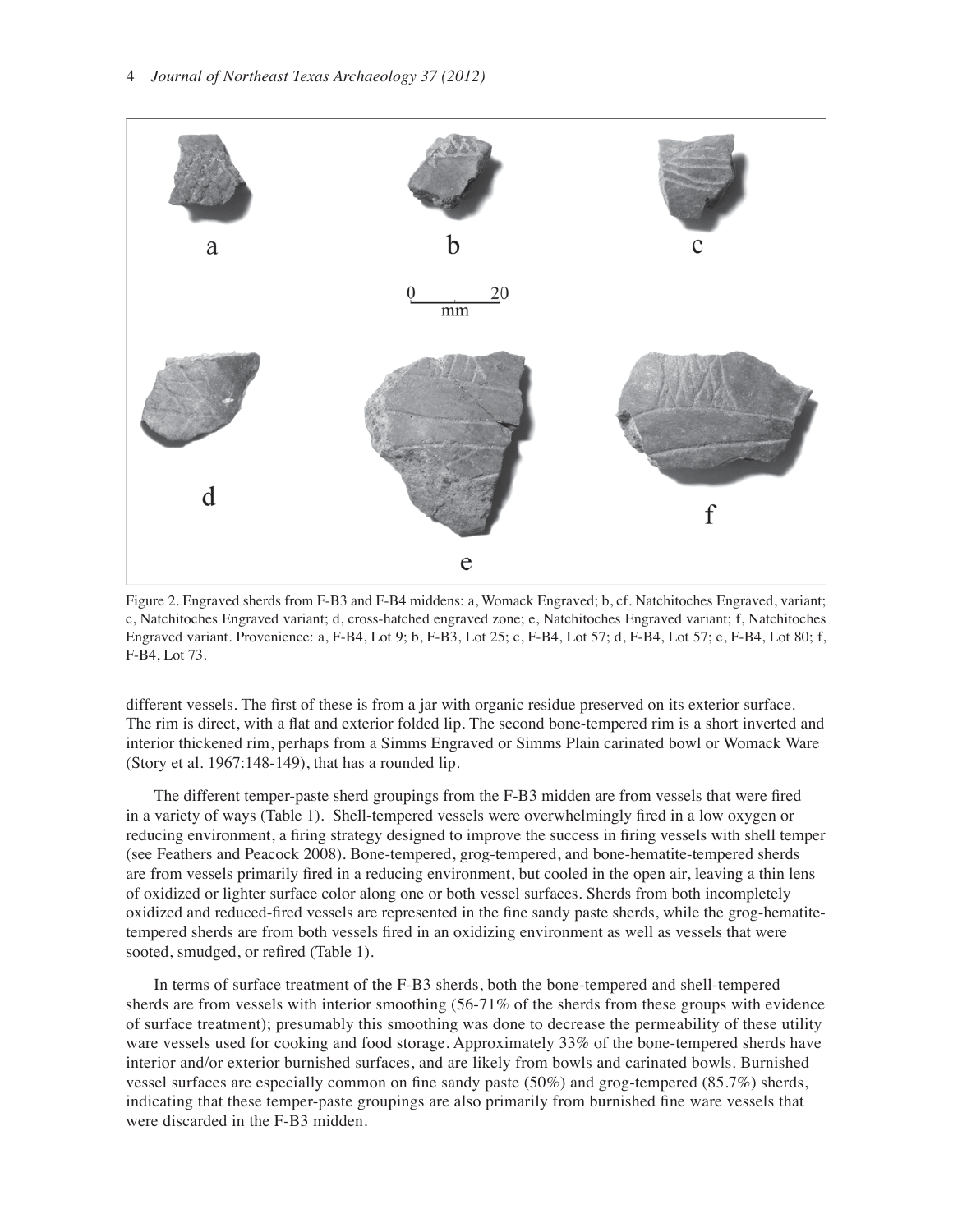Figure 2. Engraved sherds from F-B3 and F-B4 middens: a, Womack Engraved; b, cf. Natchitoches Engraved, variant; c, Natchitoches Engraved variant; d, cross-hatched engraved zone; e, Natchitoches Engraved variant; f, Natchitoches Engraved variant. Provenience: a, F-B4, Lot 9; b, F-B3, Lot 25; c, F-B4, Lot 57; d, F-B4, Lot 57; e, F-B4, Lot 80; f, F-B4, Lot 73.

different vessels. The first of these is from a jar with organic residue preserved on its exterior surface. The rim is direct, with a flat and exterior folded lip. The second bone-tempered rim is a short inverted and interior thickened rim, perhaps from a Simms Engraved or Simms Plain carinated bowl or Womack Ware (Story et al. 1967:148-149), that has a rounded lip.

The different temper-paste sherd groupings from the F-B3 midden are from vessels that were fired in a variety of ways (Table 1). Shell-tempered vessels were overwhelmingly fired in a low oxygen or reducing environment, a firing strategy designed to improve the success in firing vessels with shell temper (see Feathers and Peacock 2008). Bone-tempered, grog-tempered, and bone-hematite-tempered sherds are from vessels primarily fired in a reducing environment, but cooled in the open air, leaving a thin lens of oxidized or lighter surface color along one or both vessel surfaces. Sherds from both incompletely oxidized and reduced-fired vessels are represented in the fine sandy paste sherds, while the grog-hematite-tempered sherds are from both vessels fired in an oxidizing environment as well as vessels that were sooted, smudged, or refired (Table 1).

In terms of surface treatment of the F-B3 sherds, both the bone-tempered and shell-tempered sherds are from vessels with interior smoothing (56-71% of the sherds from these groups with evidence of surface treatment); presumably this smoothing was done to decrease the permeability of these utility ware vessels used for cooking and food storage. Approximately 33% of the bone-tempered sherds have interior and/or exterior burnished surfaces, and are likely from bowls and carinated bowls. Burnished vessel surfaces are especially common on fine sandy paste (50%) and grog-tempered (85.7%) sherds, indicating that these temper-paste groupings are also primarily from burnished fine ware vessels that were discarded in the F-B3 midden.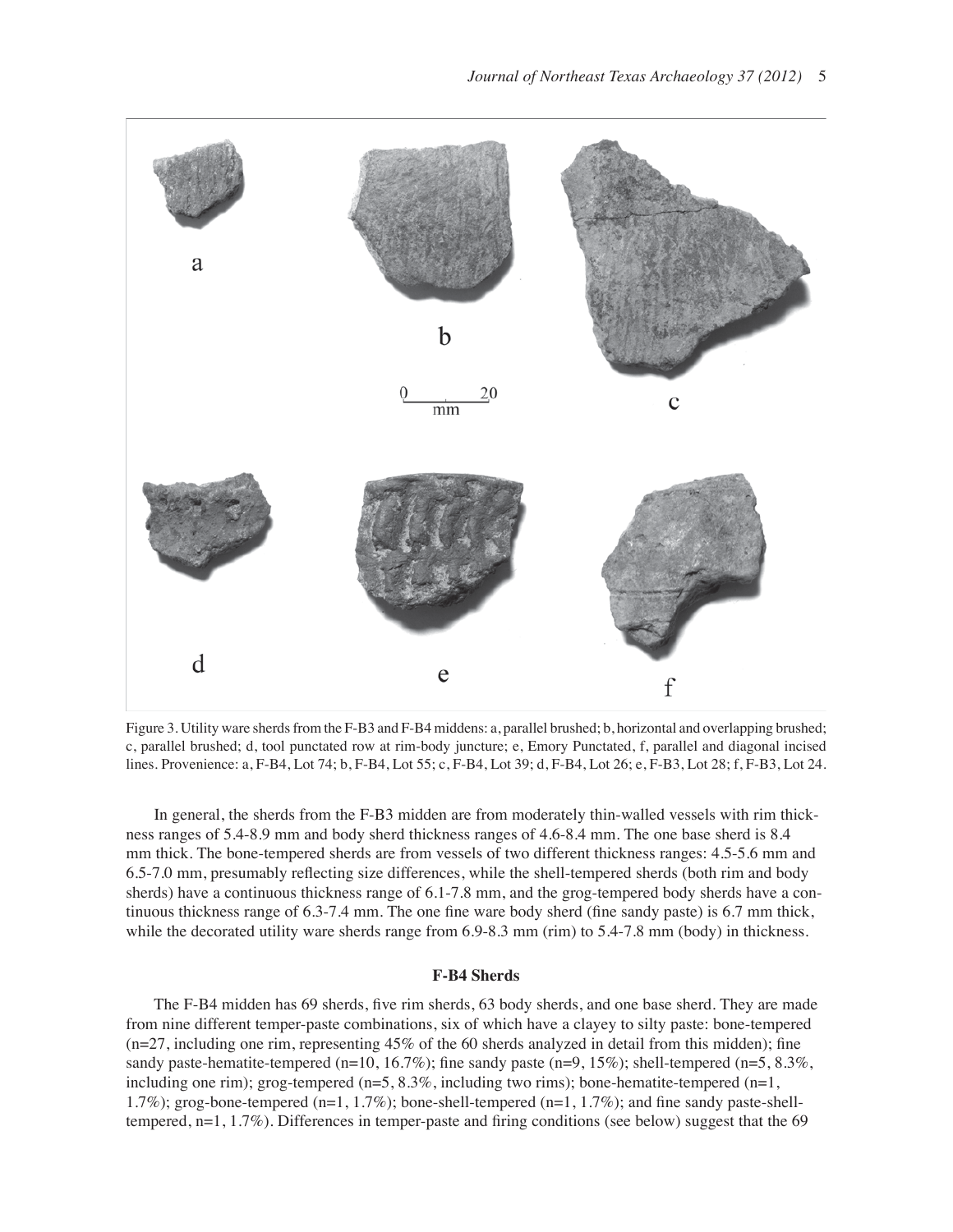Figure 3. Utility ware sherds from the F-B3 and F-B4 middens: a, parallel brushed; b, horizontal and overlapping brushed; c, parallel brushed; d, tool punctated row at rim-body juncture; e, Emory Punctated, f, parallel and diagonal incised lines. Provenience: a, F-B4, Lot 74; b, F-B4, Lot 55; c, F-B4, Lot 39; d, F-B4, Lot 26; e, F-B3, Lot 28; f, F-B3, Lot 24.

In general, the sherds from the F-B3 midden are from moderately thin-walled vessels with rim thickness ranges of 5.4-8.9 mm and body sherd thickness ranges of 4.6-8.4 mm. The one base sherd is 8.4 mm thick. The bone-tempered sherds are from vessels of two different thickness ranges: 4.5-5.6 mm and 6.5-7.0 mm, presumably reflecting size differences, while the shell-tempered sherds (both rim and body sherds) have a continuous thickness range of 6.1-7.8 mm, and the grog-tempered body sherds have a continuous thickness range of 6.3-7.4 mm. The one fine ware body sherd (fine sandy paste) is 6.7 mm thick, while the decorated utility ware sherds range from 6.9-8.3 mm (rim) to 5.4-7.8 mm (body) in thickness.

### F-B4 Sherds

The F-B4 midden has 69 sherds, five rim sherds, 63 body sherds, and one base sherd. They are made from nine different temper-paste combinations, six of which have a clayey to silty paste: bone-tempered (n=27, including one rim, representing 45% of the 60 sherds analyzed in detail from this midden); fine sandy paste-hematite-tempered (n=10, 16.7%); fine sandy paste (n=9, 15%); shell-tempered (n=5, 8.3%, including one rim); grog-tempered (n=5, 8.3%, including two rims); bone-hematite-tempered (n=1, 1.7%); grog-bone-tempered (n=1, 1.7%); bone-shell-tempered (n=1, 1.7%); and fine sandy paste-shell-tempered, n=1, 1.7%). Differences in temper-paste and firing conditions (see below) suggest that the 69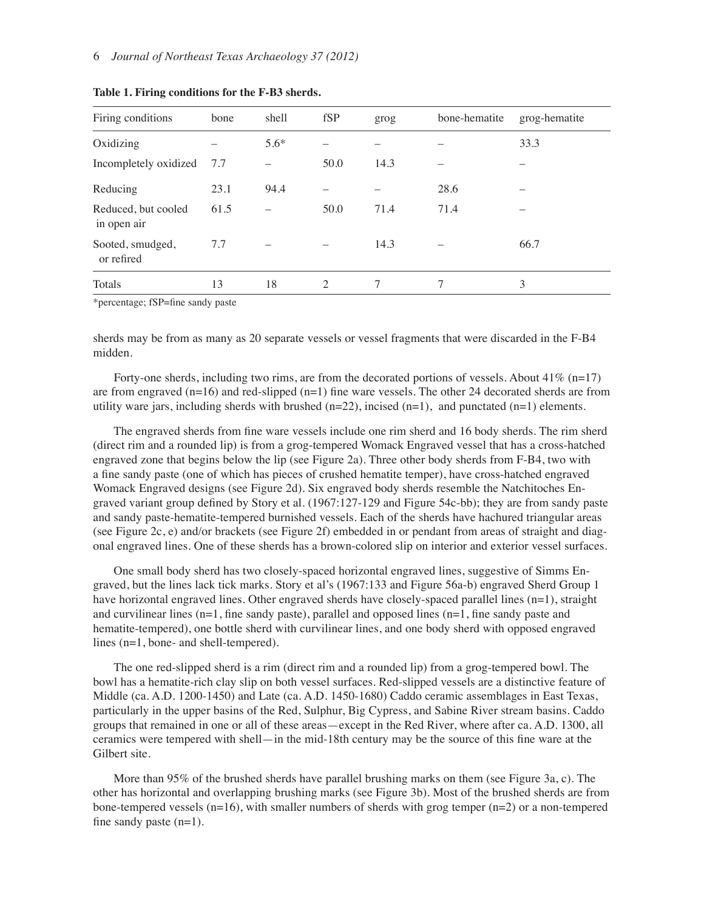**Table 1. Firing conditions for the F-B3 sherds.**

| Firing conditions | bone | shell | fSP | grog | bone-hematite | grog-hematite |
|---|---|---|---|---|---|---|
| Oxidizing | – | 5.6* | – | – | – | 33.3 |
| Incompletely oxidized | 7.7 | – | 50.0 | 14.3 | – | – |
| Reducing | 23.1 | 94.4 | – | – | 28.6 | – |
| Reduced, but cooled in open air | 61.5 | – | 50.0 | 71.4 | 71.4 | – |
| Sooted, smudged, or refired | 7.7 | – | – | 14.3 | – | 66.7 |
| Totals | 13 | 18 | 2 | 7 | 7 | 3 |

*percentage; fSP=fine sandy paste

sherds may be from as many as 20 separate vessels or vessel fragments that were discarded in the F-B4 midden.

Forty-one sherds, including two rims, are from the decorated portions of vessels. About 41% (n=17) are from engraved (n=16) and red-slipped (n=1) fine ware vessels. The other 24 decorated sherds are from utility ware jars, including sherds with brushed (n=22), incised (n=1), and punctated (n=1) elements.

The engraved sherds from fine ware vessels include one rim sherd and 16 body sherds. The rim sherd (direct rim and a rounded lip) is from a grog-tempered Womack Engraved vessel that has a cross-hatched engraved zone that begins below the lip (see Figure 2a). Three other body sherds from F-B4, two with a fine sandy paste (one of which has pieces of crushed hematite temper), have cross-hatched engraved Womack Engraved designs (see Figure 2d). Six engraved body sherds resemble the Natchitoches Engraved variant group defined by Story et al. (1967:127-129 and Figure 54c-bb); they are from sandy paste and sandy paste-hematite-tempered burnished vessels. Each of the sherds have hachured triangular areas (see Figure 2c, e) and/or brackets (see Figure 2f) embedded in or pendant from areas of straight and diagonal engraved lines. One of these sherds has a brown-colored slip on interior and exterior vessel surfaces.

One small body sherd has two closely-spaced horizontal engraved lines, suggestive of Simms Engraved, but the lines lack tick marks. Story et al's (1967:133 and Figure 56a-b) engraved Sherd Group 1 have horizontal engraved lines. Other engraved sherds have closely-spaced parallel lines (n=1), straight and curvilinear lines (n=1, fine sandy paste), parallel and opposed lines (n=1, fine sandy paste and hematite-tempered), one bottle sherd with curvilinear lines, and one body sherd with opposed engraved lines (n=1, bone- and shell-tempered).

The one red-slipped sherd is a rim (direct rim and a rounded lip) from a grog-tempered bowl. The bowl has a hematite-rich clay slip on both vessel surfaces. Red-slipped vessels are a distinctive feature of Middle (ca. A.D. 1200-1450) and Late (ca. A.D. 1450-1680) Caddo ceramic assemblages in East Texas, particularly in the upper basins of the Red, Sulphur, Big Cypress, and Sabine River stream basins. Caddo groups that remained in one or all of these areas—except in the Red River, where after ca. A.D. 1300, all ceramics were tempered with shell—in the mid-18th century may be the source of this fine ware at the Gilbert site.

More than 95% of the brushed sherds have parallel brushing marks on them (see Figure 3a, c). The other has horizontal and overlapping brushing marks (see Figure 3b). Most of the brushed sherds are from bone-tempered vessels (n=16), with smaller numbers of sherds with grog temper (n=2) or a non-tempered fine sandy paste (n=1).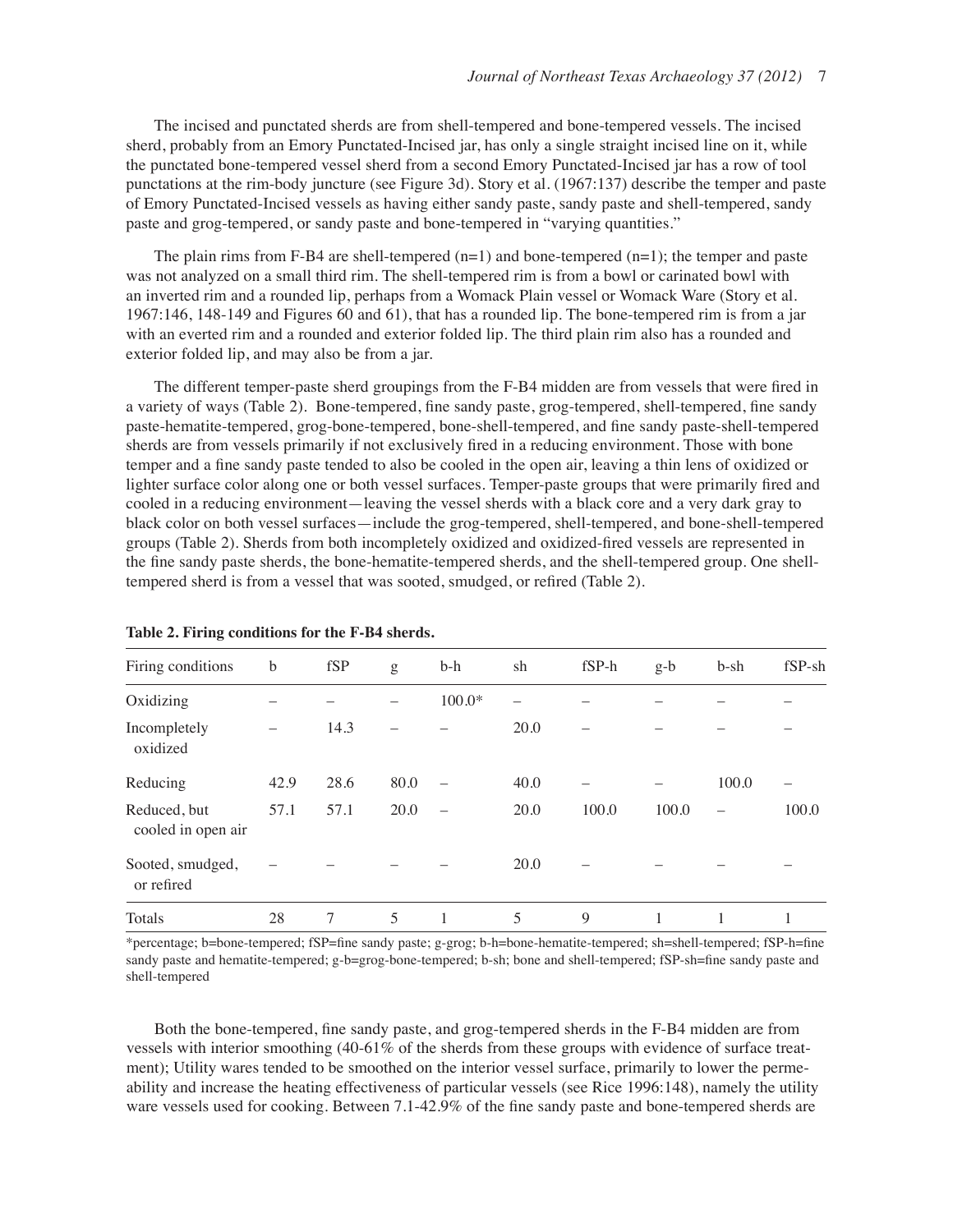The incised and punctated sherds are from shell-tempered and bone-tempered vessels. The incised sherd, probably from an Emory Punctated-Incised jar, has only a single straight incised line on it, while the punctated bone-tempered vessel sherd from a second Emory Punctated-Incised jar has a row of tool punctations at the rim-body juncture (see Figure 3d). Story et al. (1967:137) describe the temper and paste of Emory Punctated-Incised vessels as having either sandy paste, sandy paste and shell-tempered, sandy paste and grog-tempered, or sandy paste and bone-tempered in "varying quantities."

The plain rims from F-B4 are shell-tempered (n=1) and bone-tempered (n=1); the temper and paste was not analyzed on a small third rim. The shell-tempered rim is from a bowl or carinated bowl with an inverted rim and a rounded lip, perhaps from a Womack Plain vessel or Womack Ware (Story et al. 1967:146, 148-149 and Figures 60 and 61), that has a rounded lip. The bone-tempered rim is from a jar with an everted rim and a rounded and exterior folded lip. The third plain rim also has a rounded and exterior folded lip, and may also be from a jar.

The different temper-paste sherd groupings from the F-B4 midden are from vessels that were fired in a variety of ways (Table 2). Bone-tempered, fine sandy paste, grog-tempered, shell-tempered, fine sandy paste-hematite-tempered, grog-bone-tempered, bone-shell-tempered, and fine sandy paste-shell-tempered sherds are from vessels primarily if not exclusively fired in a reducing environment. Those with bone temper and a fine sandy paste tended to also be cooled in the open air, leaving a thin lens of oxidized or lighter surface color along one or both vessel surfaces. Temper-paste groups that were primarily fired and cooled in a reducing environment—leaving the vessel sherds with a black core and a very dark gray to black color on both vessel surfaces—include the grog-tempered, shell-tempered, and bone-shell-tempered groups (Table 2). Sherds from both incompletely oxidized and oxidized-fired vessels are represented in the fine sandy paste sherds, the bone-hematite-tempered sherds, and the shell-tempered group. One shell-tempered sherd is from a vessel that was sooted, smudged, or refired (Table 2).

**Table 2. Firing conditions for the F-B4 sherds.**

| Firing conditions | b | fSP | g | b-h | sh | fSP-h | g-b | b-sh | fSP-sh |
|---|---|---|---|---|---|---|---|---|---|
| Oxidizing | – | – | – | 100.0* | – | – | – | – | – |
| Incompletely oxidized | – | 14.3 | – | – | 20.0 | – | – | – | – |
| Reducing | 42.9 | 28.6 | 80.0 | – | 40.0 | – | – | 100.0 | – |
| Reduced, but cooled in open air | 57.1 | 57.1 | 20.0 | – | 20.0 | 100.0 | 100.0 | – | 100.0 |
| Sooted, smudged, or refired | – | – | – | – | 20.0 | – | – | – | – |
| Totals | 28 | 7 | 5 | 1 | 5 | 9 | 1 | 1 | 1 |

*percentage; b=bone-tempered; fSP=fine sandy paste; g-grog; b-h=bone-hematite-tempered; sh=shell-tempered; fSP-h=fine sandy paste and hematite-tempered; g-b=grog-bone-tempered; b-sh; bone and shell-tempered; fSP-sh=fine sandy paste and shell-tempered

Both the bone-tempered, fine sandy paste, and grog-tempered sherds in the F-B4 midden are from vessels with interior smoothing (40-61% of the sherds from these groups with evidence of surface treatment); Utility wares tended to be smoothed on the interior vessel surface, primarily to lower the permeability and increase the heating effectiveness of particular vessels (see Rice 1996:148), namely the utility ware vessels used for cooking. Between 7.1-42.9% of the fine sandy paste and bone-tempered sherds are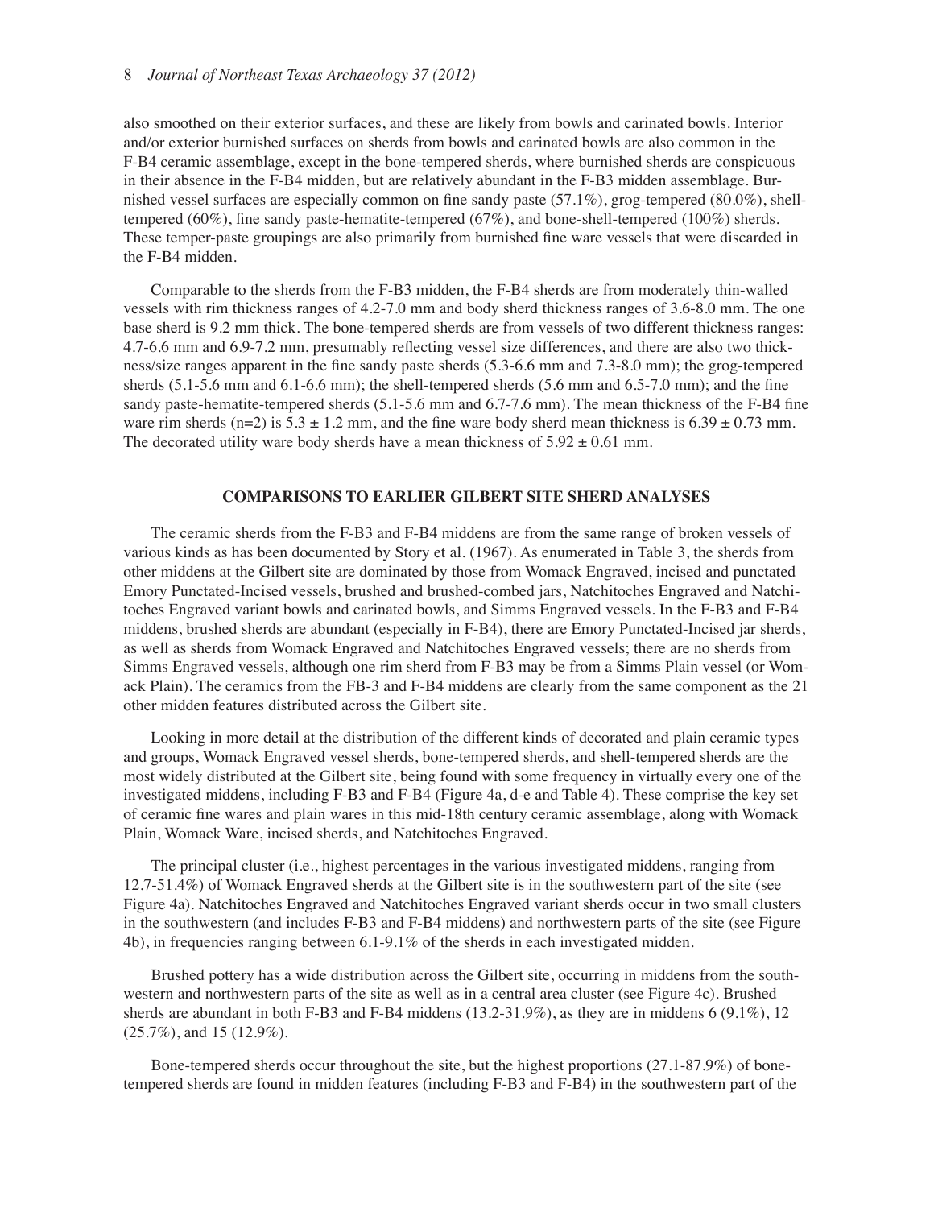also smoothed on their exterior surfaces, and these are likely from bowls and carinated bowls. Interior and/or exterior burnished surfaces on sherds from bowls and carinated bowls are also common in the F-B4 ceramic assemblage, except in the bone-tempered sherds, where burnished sherds are conspicuous in their absence in the F-B4 midden, but are relatively abundant in the F-B3 midden assemblage. Burnished vessel surfaces are especially common on fine sandy paste (57.1%), grog-tempered (80.0%), shell-tempered (60%), fine sandy paste-hematite-tempered (67%), and bone-shell-tempered (100%) sherds. These temper-paste groupings are also primarily from burnished fine ware vessels that were discarded in the F-B4 midden.

Comparable to the sherds from the F-B3 midden, the F-B4 sherds are from moderately thin-walled vessels with rim thickness ranges of 4.2-7.0 mm and body sherd thickness ranges of 3.6-8.0 mm. The one base sherd is 9.2 mm thick. The bone-tempered sherds are from vessels of two different thickness ranges: 4.7-6.6 mm and 6.9-7.2 mm, presumably reflecting vessel size differences, and there are also two thickness/size ranges apparent in the fine sandy paste sherds (5.3-6.6 mm and 7.3-8.0 mm); the grog-tempered sherds (5.1-5.6 mm and 6.1-6.6 mm); the shell-tempered sherds (5.6 mm and 6.5-7.0 mm); and the fine sandy paste-hematite-tempered sherds (5.1-5.6 mm and 6.7-7.6 mm). The mean thickness of the F-B4 fine ware rim sherds (n=2) is $5.3 \pm 1.2$ mm, and the fine ware body sherd mean thickness is $6.39 \pm 0.73$ mm. The decorated utility ware body sherds have a mean thickness of $5.92 \pm 0.61$ mm.

## COMPARISONS TO EARLIER GILBERT SITE SHERD ANALYSES

The ceramic sherds from the F-B3 and F-B4 middens are from the same range of broken vessels of various kinds as has been documented by Story et al. (1967). As enumerated in Table 3, the sherds from other middens at the Gilbert site are dominated by those from Womack Engraved, incised and punctated Emory Punctated-Incised vessels, brushed and brushed-combed jars, Natchitoches Engraved and Natchitoches Engraved variant bowls and carinated bowls, and Simms Engraved vessels. In the F-B3 and F-B4 middens, brushed sherds are abundant (especially in F-B4), there are Emory Punctated-Incised jar sherds, as well as sherds from Womack Engraved and Natchitoches Engraved vessels; there are no sherds from Simms Engraved vessels, although one rim sherd from F-B3 may be from a Simms Plain vessel (or Womack Plain). The ceramics from the FB-3 and F-B4 middens are clearly from the same component as the 21 other midden features distributed across the Gilbert site.

Looking in more detail at the distribution of the different kinds of decorated and plain ceramic types and groups, Womack Engraved vessel sherds, bone-tempered sherds, and shell-tempered sherds are the most widely distributed at the Gilbert site, being found with some frequency in virtually every one of the investigated middens, including F-B3 and F-B4 (Figure 4a, d-e and Table 4). These comprise the key set of ceramic fine wares and plain wares in this mid-18th century ceramic assemblage, along with Womack Plain, Womack Ware, incised sherds, and Natchitoches Engraved.

The principal cluster (i.e., highest percentages in the various investigated middens, ranging from 12.7-51.4%) of Womack Engraved sherds at the Gilbert site is in the southwestern part of the site (see Figure 4a). Natchitoches Engraved and Natchitoches Engraved variant sherds occur in two small clusters in the southwestern (and includes F-B3 and F-B4 middens) and northwestern parts of the site (see Figure 4b), in frequencies ranging between 6.1-9.1% of the sherds in each investigated midden.

Brushed pottery has a wide distribution across the Gilbert site, occurring in middens from the southwestern and northwestern parts of the site as well as in a central area cluster (see Figure 4c). Brushed sherds are abundant in both F-B3 and F-B4 middens (13.2-31.9%), as they are in middens 6 (9.1%), 12 (25.7%), and 15 (12.9%).

Bone-tempered sherds occur throughout the site, but the highest proportions (27.1-87.9%) of bone-tempered sherds are found in midden features (including F-B3 and F-B4) in the southwestern part of the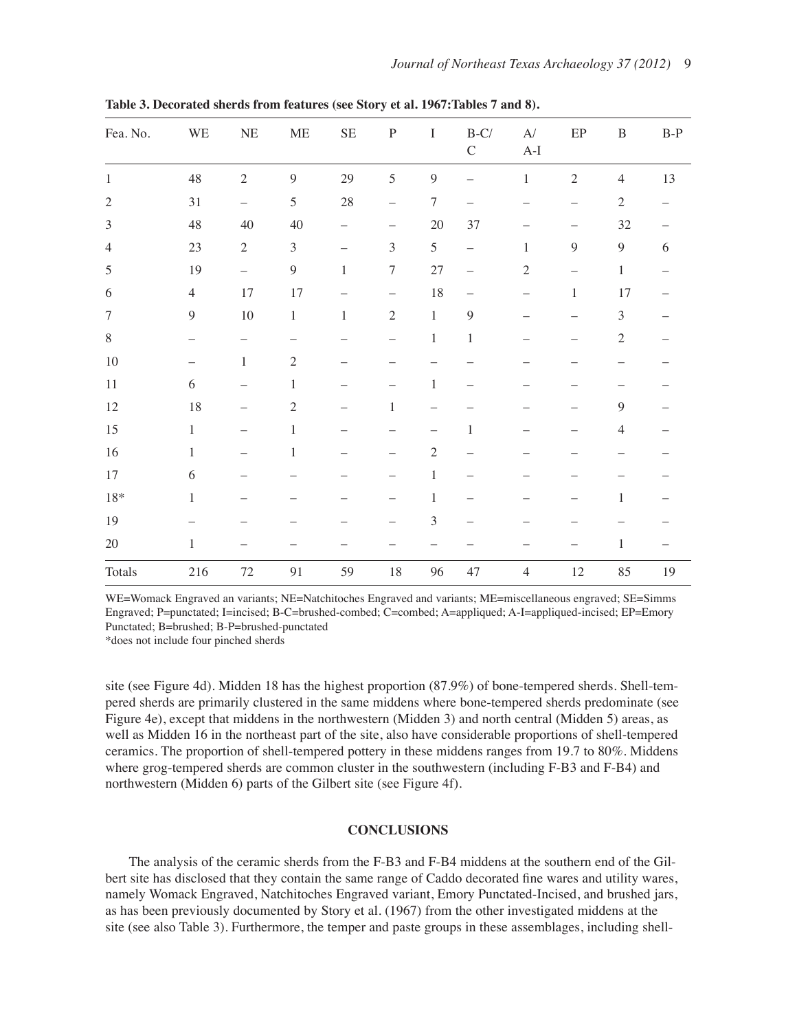**Table 3. Decorated sherds from features (see Story et al. 1967:Tables 7 and 8).**

| Fea. No. | WE | NE | ME | SE | P | I | B-C/ C | A/ A-I | EP | B | B-P |
|---|---|---|---|---|---|---|---|---|---|---|---|
| 1 | 48 | 2 | 9 | 29 | 5 | 9 | – | 1 | 2 | 4 | 13 |
| 2 | 31 | – | 5 | 28 | – | 7 | – | – | – | 2 | – |
| 3 | 48 | 40 | 40 | – | – | 20 | 37 | – | – | 32 | – |
| 4 | 23 | 2 | 3 | – | 3 | 5 | – | 1 | 9 | 9 | 6 |
| 5 | 19 | – | 9 | 1 | 7 | 27 | – | 2 | – | 1 | – |
| 6 | 4 | 17 | 17 | – | – | 18 | – | – | 1 | 17 | – |
| 7 | 9 | 10 | 1 | 1 | 2 | 1 | 9 | – | – | 3 | – |
| 8 | – | – | – | – | – | 1 | 1 | – | – | 2 | – |
| 10 | – | 1 | 2 | – | – | – | – | – | – | – | – |
| 11 | 6 | – | 1 | – | – | 1 | – | – | – | – | – |
| 12 | 18 | – | 2 | – | 1 | – | – | – | – | 9 | – |
| 15 | 1 | – | 1 | – | – | – | 1 | – | – | 4 | – |
| 16 | 1 | – | 1 | – | – | 2 | – | – | – | – | – |
| 17 | 6 | – | – | – | – | 1 | – | – | – | – | – |
| 18* | 1 | – | – | – | – | 1 | – | – | – | 1 | – |
| 19 | – | – | – | – | – | 3 | – | – | – | – | – |
| 20 | 1 | – | – | – | – | – | – | – | – | 1 | – |
| Totals | 216 | 72 | 91 | 59 | 18 | 96 | 47 | 4 | 12 | 85 | 19 |

WE=Womack Engraved an variants; NE=Natchitoches Engraved and variants; ME=miscellaneous engraved; SE=Simms Engraved; P=punctated; I=incised; B-C=brushed-combed; C=combed; A=appliqued; A-I=appliqued-incised; EP=Emory Punctated; B=brushed; B-P=brushed-punctated
*does not include four pinched sherds

site (see Figure 4d). Midden 18 has the highest proportion (87.9%) of bone-tempered sherds. Shell-tempered sherds are primarily clustered in the same middens where bone-tempered sherds predominate (see Figure 4e), except that middens in the northwestern (Midden 3) and north central (Midden 5) areas, as well as Midden 16 in the northeast part of the site, also have considerable proportions of shell-tempered ceramics. The proportion of shell-tempered pottery in these middens ranges from 19.7 to 80%. Middens where grog-tempered sherds are common cluster in the southwestern (including F-B3 and F-B4) and northwestern (Midden 6) parts of the Gilbert site (see Figure 4f).

## CONCLUSIONS

The analysis of the ceramic sherds from the F-B3 and F-B4 middens at the southern end of the Gilbert site has disclosed that they contain the same range of Caddo decorated fine wares and utility wares, namely Womack Engraved, Natchitoches Engraved variant, Emory Punctated-Incised, and brushed jars, as has been previously documented by Story et al. (1967) from the other investigated middens at the site (see also Table 3). Furthermore, the temper and paste groups in these assemblages, including shell-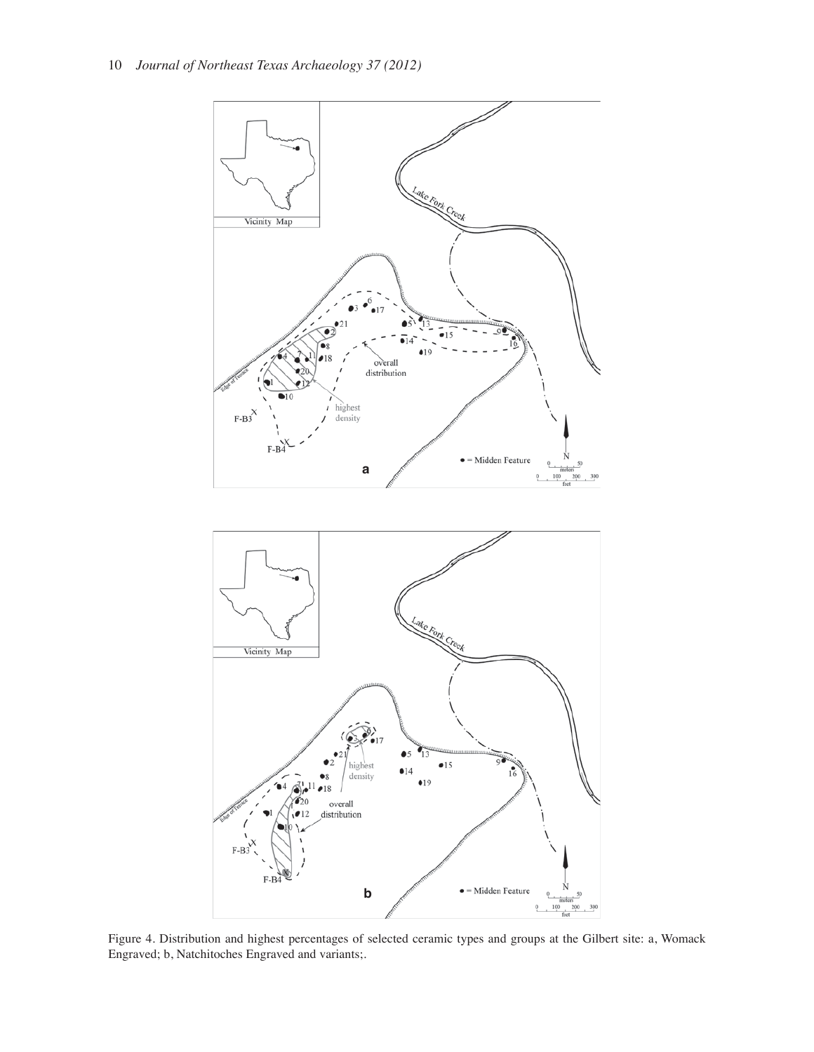Figure 4. Distribution and highest percentages of selected ceramic types and groups at the Gilbert site: a, Womack Engraved; b, Natchitoches Engraved and variants;.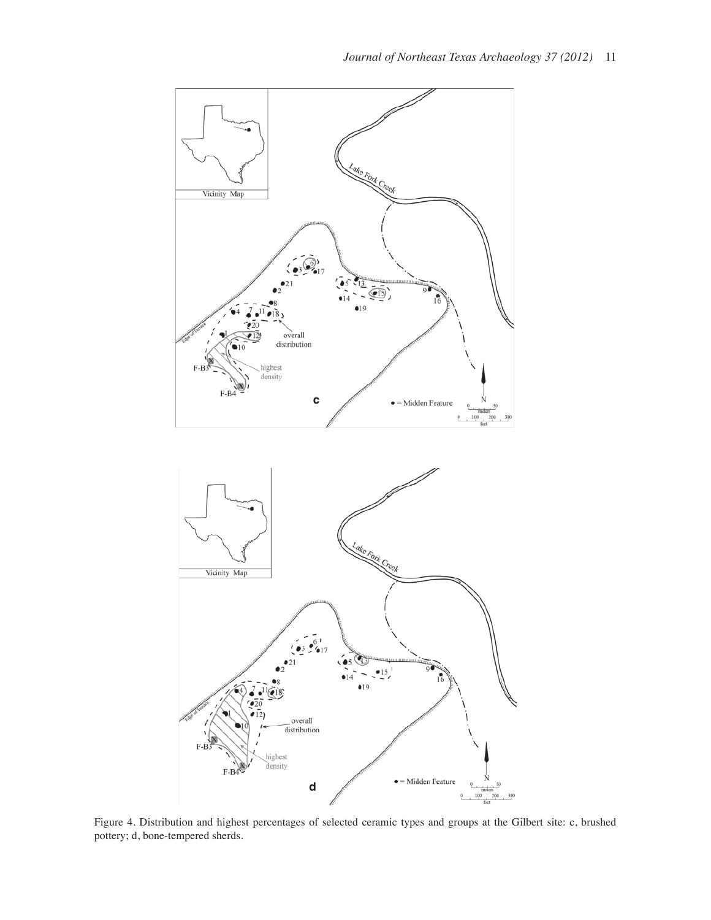Figure 4. Distribution and highest percentages of selected ceramic types and groups at the Gilbert site: c, brushed pottery; d, bone-tempered sherds.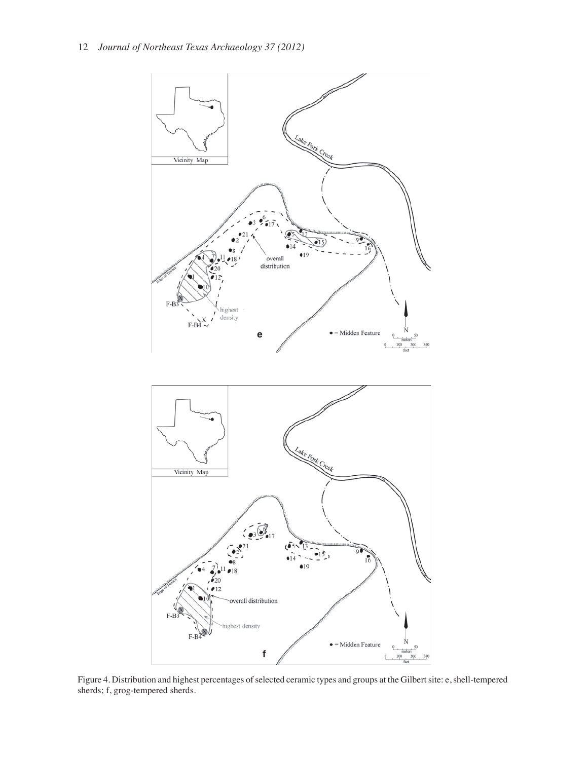Figure 4. Distribution and highest percentages of selected ceramic types and groups at the Gilbert site: e, shell-tempered sherds; f, grog-tempered sherds.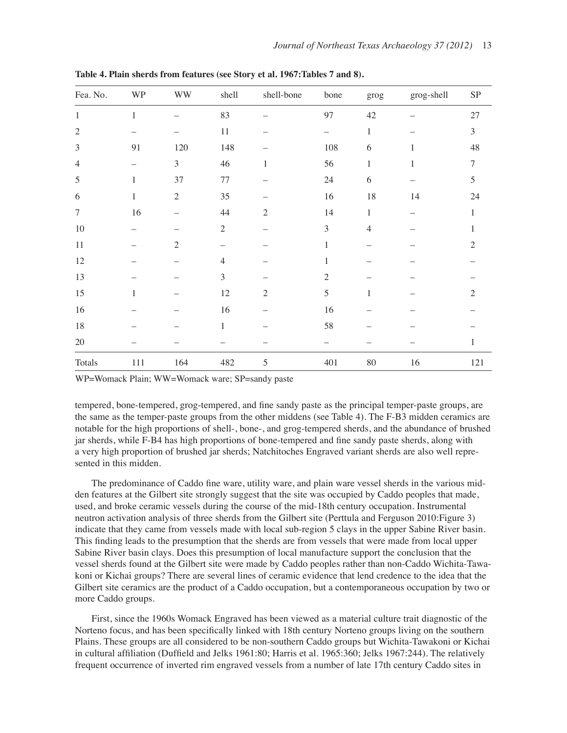**Table 4. Plain sherds from features (see Story et al. 1967:Tables 7 and 8).**

| Fea. No. | WP | WW | shell | shell-bone | bone | grog | grog-shell | SP |
|---|---|---|---|---|---|---|---|---|
| 1 | 1 | – | 83 | – | 97 | 42 | – | 27 |
| 2 | – | – | 11 | – | – | 1 | – | 3 |
| 3 | 91 | 120 | 148 | – | 108 | 6 | 1 | 48 |
| 4 | – | 3 | 46 | 1 | 56 | 1 | 1 | 7 |
| 5 | 1 | 37 | 77 | – | 24 | 6 | – | 5 |
| 6 | 1 | 2 | 35 | – | 16 | 18 | 14 | 24 |
| 7 | 16 | – | 44 | 2 | 14 | 1 | – | 1 |
| 10 | – | – | 2 | – | 3 | 4 | – | 1 |
| 11 | – | 2 | – | – | 1 | – | – | 2 |
| 12 | – | – | 4 | – | 1 | – | – | – |
| 13 | – | – | 3 | – | 2 | – | – | – |
| 15 | 1 | – | 12 | 2 | 5 | 1 | – | 2 |
| 16 | – | – | 16 | – | 16 | – | – | – |
| 18 | – | – | 1 | – | 58 | – | – | – |
| 20 | – | – | – | – | – | – | – | 1 |
| Totals | 111 | 164 | 482 | 5 | 401 | 80 | 16 | 121 |

WP=Womack Plain; WW=Womack ware; SP=sandy paste

tempered, bone-tempered, grog-tempered, and fine sandy paste as the principal temper-paste groups, are the same as the temper-paste groups from the other middens (see Table 4). The F-B3 midden ceramics are notable for the high proportions of shell-, bone-, and grog-tempered sherds, and the abundance of brushed jar sherds, while F-B4 has high proportions of bone-tempered and fine sandy paste sherds, along with a very high proportion of brushed jar sherds; Natchitoches Engraved variant sherds are also well represented in this midden.

The predominance of Caddo fine ware, utility ware, and plain ware vessel sherds in the various midden features at the Gilbert site strongly suggest that the site was occupied by Caddo peoples that made, used, and broke ceramic vessels during the course of the mid-18th century occupation. Instrumental neutron activation analysis of three sherds from the Gilbert site (Perttula and Ferguson 2010:Figure 3) indicate that they came from vessels made with local sub-region 5 clays in the upper Sabine River basin. This finding leads to the presumption that the sherds are from vessels that were made from local upper Sabine River basin clays. Does this presumption of local manufacture support the conclusion that the vessel sherds found at the Gilbert site were made by Caddo peoples rather than non-Caddo Wichita-Tawakoni or Kichai groups? There are several lines of ceramic evidence that lend credence to the idea that the Gilbert site ceramics are the product of a Caddo occupation, but a contemporaneous occupation by two or more Caddo groups.

First, since the 1960s Womack Engraved has been viewed as a material culture trait diagnostic of the Norteno focus, and has been specifically linked with 18th century Norteno groups living on the southern Plains. These groups are all considered to be non-southern Caddo groups but Wichita-Tawakoni or Kichai in cultural affiliation (Duffield and Jelks 1961:80; Harris et al. 1965:360; Jelks 1967:244). The relatively frequent occurrence of inverted rim engraved vessels from a number of late 17th century Caddo sites in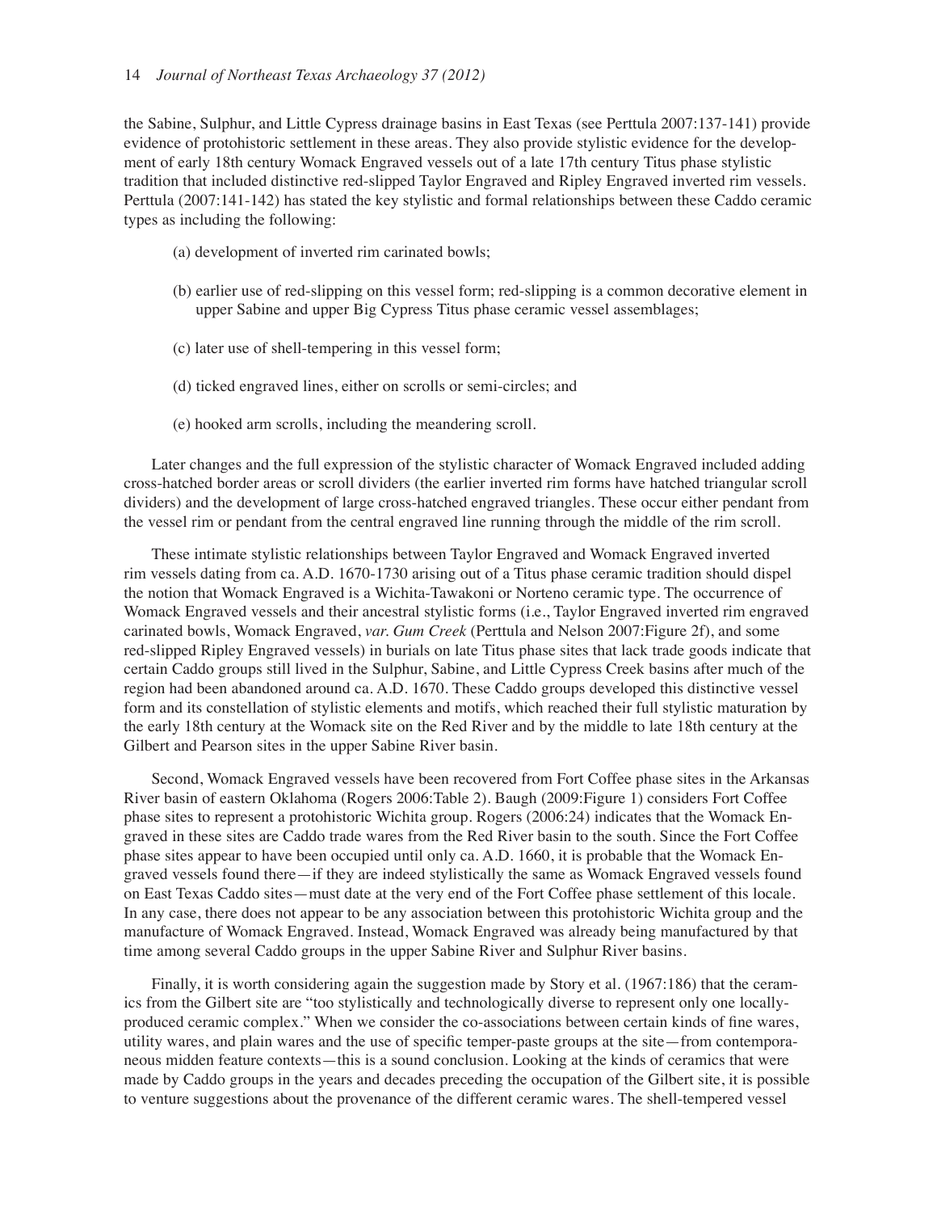the Sabine, Sulphur, and Little Cypress drainage basins in East Texas (see Perttula 2007:137-141) provide evidence of protohistoric settlement in these areas. They also provide stylistic evidence for the development of early 18th century Womack Engraved vessels out of a late 17th century Titus phase stylistic tradition that included distinctive red-slipped Taylor Engraved and Ripley Engraved inverted rim vessels. Perttula (2007:141-142) has stated the key stylistic and formal relationships between these Caddo ceramic types as including the following:

(a) development of inverted rim carinated bowls;

(b) earlier use of red-slipping on this vessel form; red-slipping is a common decorative element in upper Sabine and upper Big Cypress Titus phase ceramic vessel assemblages;

(c) later use of shell-tempering in this vessel form;

(d) ticked engraved lines, either on scrolls or semi-circles; and

(e) hooked arm scrolls, including the meandering scroll.

Later changes and the full expression of the stylistic character of Womack Engraved included adding cross-hatched border areas or scroll dividers (the earlier inverted rim forms have hatched triangular scroll dividers) and the development of large cross-hatched engraved triangles. These occur either pendant from the vessel rim or pendant from the central engraved line running through the middle of the rim scroll.

These intimate stylistic relationships between Taylor Engraved and Womack Engraved inverted rim vessels dating from ca. A.D. 1670-1730 arising out of a Titus phase ceramic tradition should dispel the notion that Womack Engraved is a Wichita-Tawakoni or Norteno ceramic type. The occurrence of Womack Engraved vessels and their ancestral stylistic forms (i.e., Taylor Engraved inverted rim engraved carinated bowls, Womack Engraved, *var. Gum Creek* (Perttula and Nelson 2007:Figure 2f), and some red-slipped Ripley Engraved vessels) in burials on late Titus phase sites that lack trade goods indicate that certain Caddo groups still lived in the Sulphur, Sabine, and Little Cypress Creek basins after much of the region had been abandoned around ca. A.D. 1670. These Caddo groups developed this distinctive vessel form and its constellation of stylistic elements and motifs, which reached their full stylistic maturation by the early 18th century at the Womack site on the Red River and by the middle to late 18th century at the Gilbert and Pearson sites in the upper Sabine River basin.

Second, Womack Engraved vessels have been recovered from Fort Coffee phase sites in the Arkansas River basin of eastern Oklahoma (Rogers 2006:Table 2). Baugh (2009:Figure 1) considers Fort Coffee phase sites to represent a protohistoric Wichita group. Rogers (2006:24) indicates that the Womack Engraved in these sites are Caddo trade wares from the Red River basin to the south. Since the Fort Coffee phase sites appear to have been occupied until only ca. A.D. 1660, it is probable that the Womack Engraved vessels found there—if they are indeed stylistically the same as Womack Engraved vessels found on East Texas Caddo sites—must date at the very end of the Fort Coffee phase settlement of this locale. In any case, there does not appear to be any association between this protohistoric Wichita group and the manufacture of Womack Engraved. Instead, Womack Engraved was already being manufactured by that time among several Caddo groups in the upper Sabine River and Sulphur River basins.

Finally, it is worth considering again the suggestion made by Story et al. (1967:186) that the ceramics from the Gilbert site are "too stylistically and technologically diverse to represent only one locally-produced ceramic complex." When we consider the co-associations between certain kinds of fine wares, utility wares, and plain wares and the use of specific temper-paste groups at the site—from contemporaneous midden feature contexts—this is a sound conclusion. Looking at the kinds of ceramics that were made by Caddo groups in the years and decades preceding the occupation of the Gilbert site, it is possible to venture suggestions about the provenance of the different ceramic wares. The shell-tempered vessel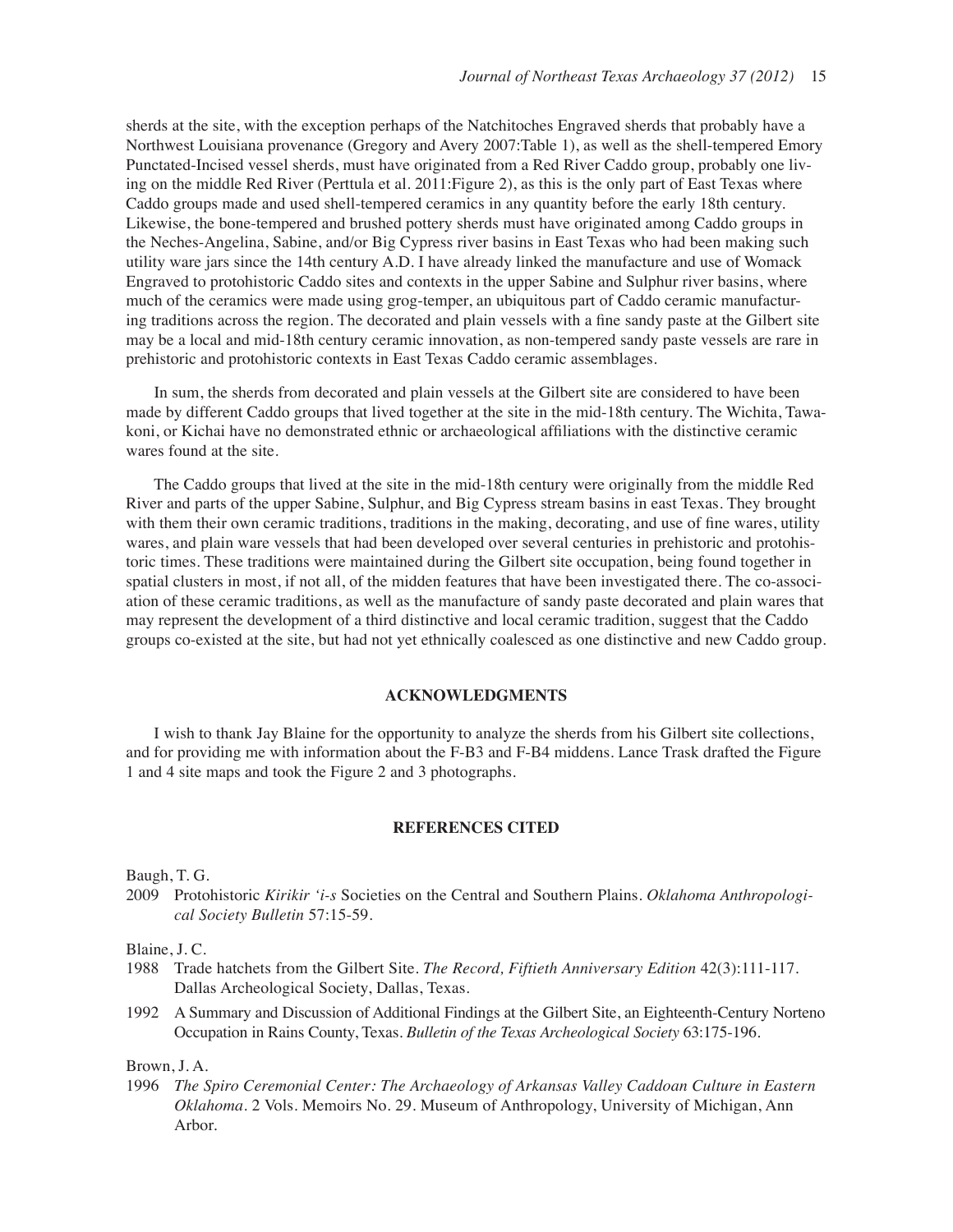sherds at the site, with the exception perhaps of the Natchitoches Engraved sherds that probably have a Northwest Louisiana provenance (Gregory and Avery 2007:Table 1), as well as the shell-tempered Emory Punctated-Incised vessel sherds, must have originated from a Red River Caddo group, probably one living on the middle Red River (Perttula et al. 2011:Figure 2), as this is the only part of East Texas where Caddo groups made and used shell-tempered ceramics in any quantity before the early 18th century. Likewise, the bone-tempered and brushed pottery sherds must have originated among Caddo groups in the Neches-Angelina, Sabine, and/or Big Cypress river basins in East Texas who had been making such utility ware jars since the 14th century A.D. I have already linked the manufacture and use of Womack Engraved to protohistoric Caddo sites and contexts in the upper Sabine and Sulphur river basins, where much of the ceramics were made using grog-temper, an ubiquitous part of Caddo ceramic manufacturing traditions across the region. The decorated and plain vessels with a fine sandy paste at the Gilbert site may be a local and mid-18th century ceramic innovation, as non-tempered sandy paste vessels are rare in prehistoric and protohistoric contexts in East Texas Caddo ceramic assemblages.

In sum, the sherds from decorated and plain vessels at the Gilbert site are considered to have been made by different Caddo groups that lived together at the site in the mid-18th century. The Wichita, Tawakoni, or Kichai have no demonstrated ethnic or archaeological affiliations with the distinctive ceramic wares found at the site.

The Caddo groups that lived at the site in the mid-18th century were originally from the middle Red River and parts of the upper Sabine, Sulphur, and Big Cypress stream basins in east Texas. They brought with them their own ceramic traditions, traditions in the making, decorating, and use of fine wares, utility wares, and plain ware vessels that had been developed over several centuries in prehistoric and protohistoric times. These traditions were maintained during the Gilbert site occupation, being found together in spatial clusters in most, if not all, of the midden features that have been investigated there. The co-association of these ceramic traditions, as well as the manufacture of sandy paste decorated and plain wares that may represent the development of a third distinctive and local ceramic tradition, suggest that the Caddo groups co-existed at the site, but had not yet ethnically coalesced as one distinctive and new Caddo group.

## ACKNOWLEDGMENTS

I wish to thank Jay Blaine for the opportunity to analyze the sherds from his Gilbert site collections, and for providing me with information about the F-B3 and F-B4 middens. Lance Trask drafted the Figure 1 and 4 site maps and took the Figure 2 and 3 photographs.

## REFERENCES CITED

Baugh, T. G.

2009 Protohistoric *Kirikir 'i-s* Societies on the Central and Southern Plains. *Oklahoma Anthropological Society Bulletin* 57:15-59.

Blaine, J. C.

1988 Trade hatchets from the Gilbert Site. *The Record, Fiftieth Anniversary Edition* 42(3):111-117. Dallas Archeological Society, Dallas, Texas.

1992 A Summary and Discussion of Additional Findings at the Gilbert Site, an Eighteenth-Century Norteno Occupation in Rains County, Texas. *Bulletin of the Texas Archeological Society* 63:175-196.

Brown, J. A.

1996 *The Spiro Ceremonial Center: The Archaeology of Arkansas Valley Caddoan Culture in Eastern Oklahoma*. 2 Vols. Memoirs No. 29. Museum of Anthropology, University of Michigan, Ann Arbor.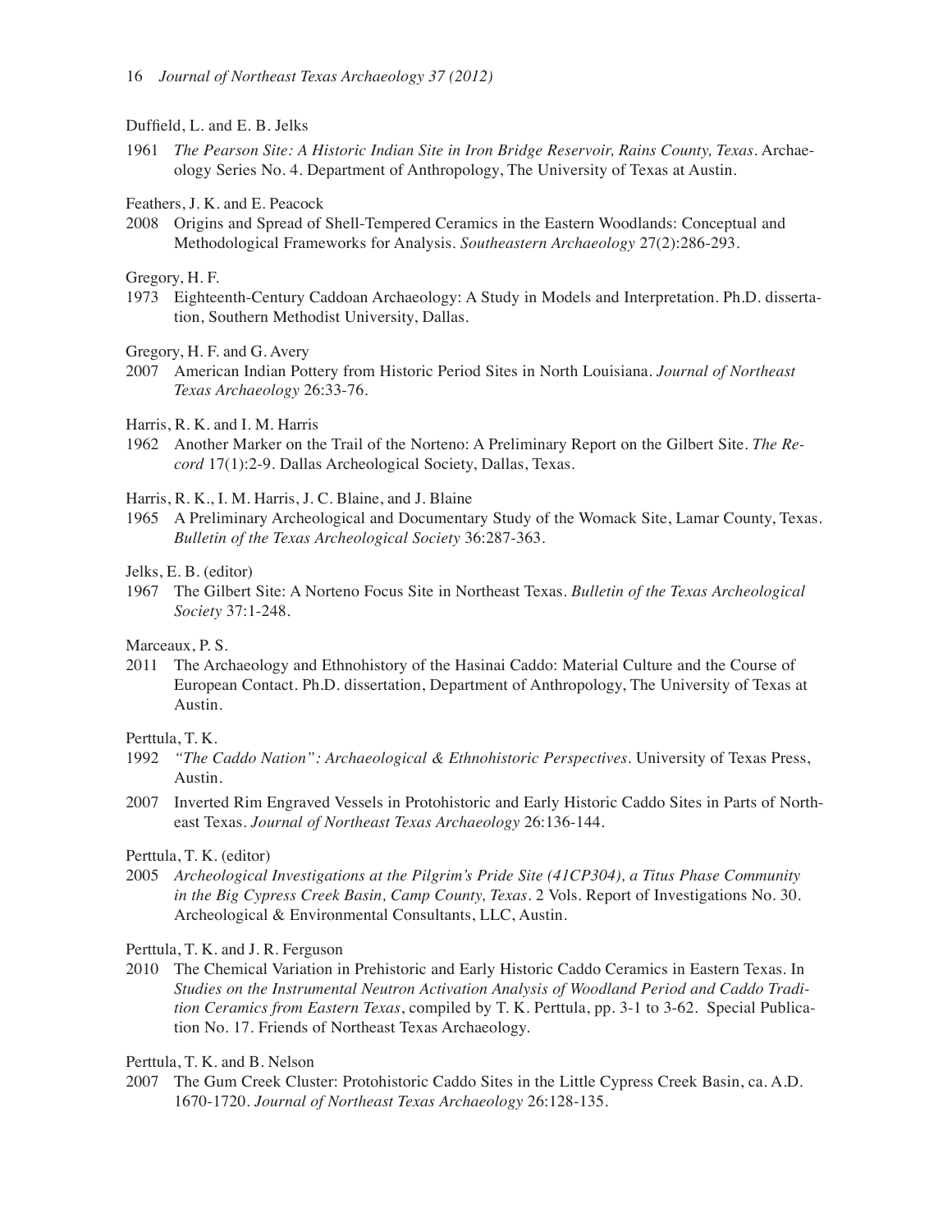Duffield, L. and E. B. Jelks

1961 *The Pearson Site: A Historic Indian Site in Iron Bridge Reservoir, Rains County, Texas*. Archaeology Series No. 4. Department of Anthropology, The University of Texas at Austin.

Feathers, J. K. and E. Peacock

2008 Origins and Spread of Shell-Tempered Ceramics in the Eastern Woodlands: Conceptual and Methodological Frameworks for Analysis. *Southeastern Archaeology* 27(2):286-293.

Gregory, H. F.

1973 Eighteenth-Century Caddoan Archaeology: A Study in Models and Interpretation. Ph.D. dissertation, Southern Methodist University, Dallas.

Gregory, H. F. and G. Avery

2007 American Indian Pottery from Historic Period Sites in North Louisiana. *Journal of Northeast Texas Archaeology* 26:33-76.

Harris, R. K. and I. M. Harris

1962 Another Marker on the Trail of the Norteno: A Preliminary Report on the Gilbert Site. *The Record* 17(1):2-9. Dallas Archeological Society, Dallas, Texas.

Harris, R. K., I. M. Harris, J. C. Blaine, and J. Blaine

1965 A Preliminary Archeological and Documentary Study of the Womack Site, Lamar County, Texas. *Bulletin of the Texas Archeological Society* 36:287-363.

Jelks, E. B. (editor)

1967 The Gilbert Site: A Norteno Focus Site in Northeast Texas. *Bulletin of the Texas Archeological Society* 37:1-248.

Marceaux, P. S.

2011 The Archaeology and Ethnohistory of the Hasinai Caddo: Material Culture and the Course of European Contact. Ph.D. dissertation, Department of Anthropology, The University of Texas at Austin.

Perttula, T. K.

1992 *"The Caddo Nation": Archaeological & Ethnohistoric Perspectives*. University of Texas Press, Austin.

2007 Inverted Rim Engraved Vessels in Protohistoric and Early Historic Caddo Sites in Parts of Northeast Texas. *Journal of Northeast Texas Archaeology* 26:136-144.

Perttula, T. K. (editor)

2005 *Archeological Investigations at the Pilgrim's Pride Site (41CP304), a Titus Phase Community in the Big Cypress Creek Basin, Camp County, Texas*. 2 Vols. Report of Investigations No. 30. Archeological & Environmental Consultants, LLC, Austin.

Perttula, T. K. and J. R. Ferguson

2010 The Chemical Variation in Prehistoric and Early Historic Caddo Ceramics in Eastern Texas. In *Studies on the Instrumental Neutron Activation Analysis of Woodland Period and Caddo Tradition Ceramics from Eastern Texas*, compiled by T. K. Perttula, pp. 3-1 to 3-62. Special Publication No. 17. Friends of Northeast Texas Archaeology.

Perttula, T. K. and B. Nelson

2007 The Gum Creek Cluster: Protohistoric Caddo Sites in the Little Cypress Creek Basin, ca. A.D. 1670-1720. *Journal of Northeast Texas Archaeology* 26:128-135.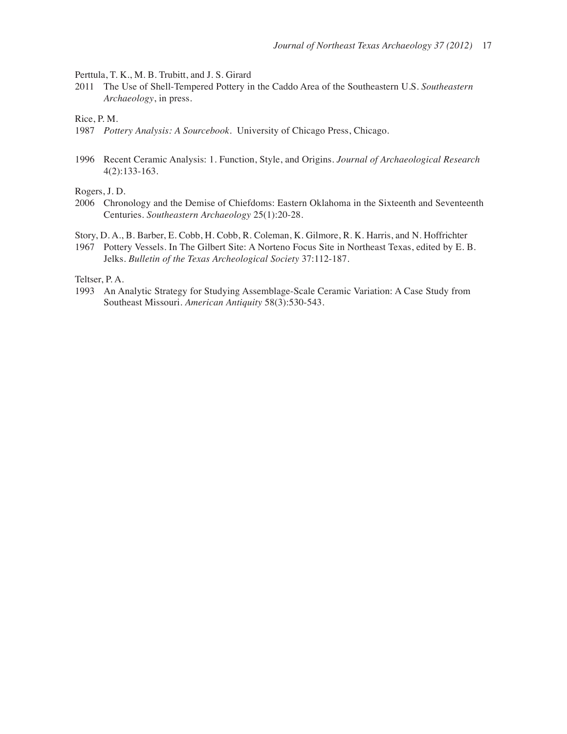Perttula, T. K., M. B. Trubitt, and J. S. Girard

2011 The Use of Shell-Tempered Pottery in the Caddo Area of the Southeastern U.S. *Southeastern Archaeology*, in press.

Rice, P. M.

1987 *Pottery Analysis: A Sourcebook*. University of Chicago Press, Chicago.

1996 Recent Ceramic Analysis: 1. Function, Style, and Origins. *Journal of Archaeological Research* 4(2):133-163.

Rogers, J. D.

2006 Chronology and the Demise of Chiefdoms: Eastern Oklahoma in the Sixteenth and Seventeenth Centuries. *Southeastern Archaeology* 25(1):20-28.

Story, D. A., B. Barber, E. Cobb, H. Cobb, R. Coleman, K. Gilmore, R. K. Harris, and N. Hoffrichter

1967 Pottery Vessels. In The Gilbert Site: A Norteno Focus Site in Northeast Texas, edited by E. B. Jelks. *Bulletin of the Texas Archeological Society* 37:112-187.

Teltser, P. A.

1993 An Analytic Strategy for Studying Assemblage-Scale Ceramic Variation: A Case Study from Southeast Missouri. *American Antiquity* 58(3):530-543.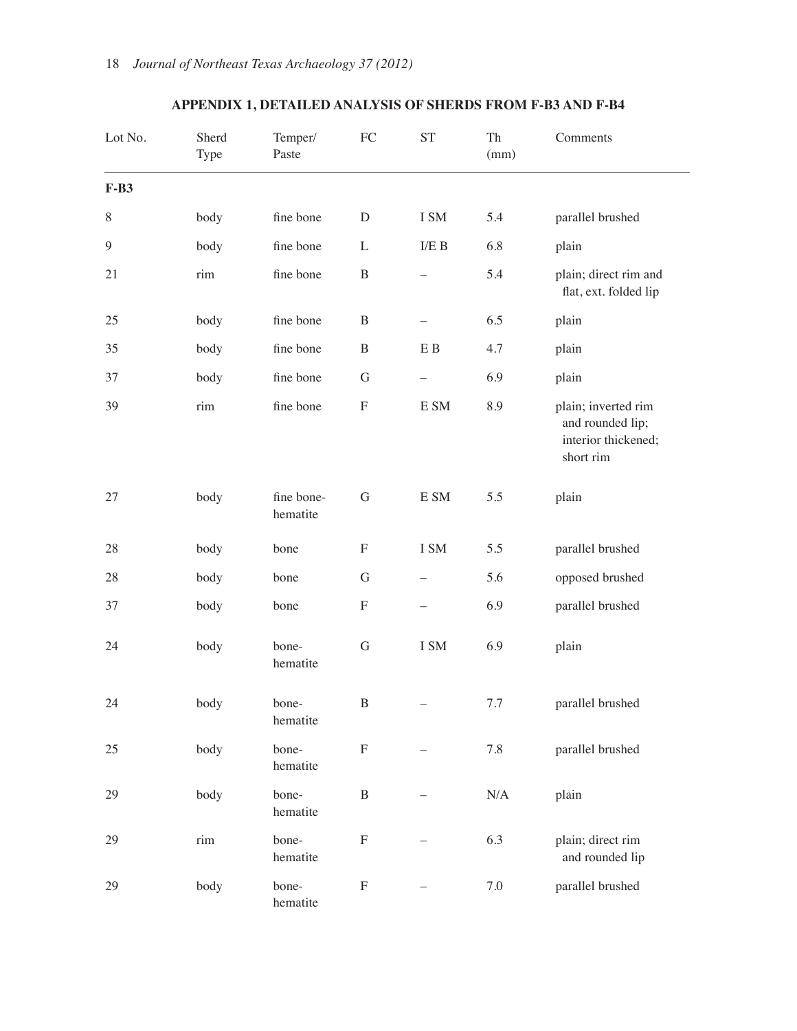## APPENDIX 1, DETAILED ANALYSIS OF SHERDS FROM F-B3 AND F-B4

| Lot No. | Sherd Type | Temper/ Paste | FC | ST | Th (mm) | Comments |
|---|---|---|---|---|---|---|
| **F-B3** | | | | | | |
| 8 | body | fine bone | D | I SM | 5.4 | parallel brushed |
| 9 | body | fine bone | L | I/E B | 6.8 | plain |
| 21 | rim | fine bone | B | – | 5.4 | plain; direct rim and flat, ext. folded lip |
| 25 | body | fine bone | B | – | 6.5 | plain |
| 35 | body | fine bone | B | E B | 4.7 | plain |
| 37 | body | fine bone | G | – | 6.9 | plain |
| 39 | rim | fine bone | F | E SM | 8.9 | plain; inverted rim and rounded lip; interior thickened; short rim |
| 27 | body | fine bone-hematite | G | E SM | 5.5 | plain |
| 28 | body | bone | F | I SM | 5.5 | parallel brushed |
| 28 | body | bone | G | – | 5.6 | opposed brushed |
| 37 | body | bone | F | – | 6.9 | parallel brushed |
| 24 | body | bone-hematite | G | I SM | 6.9 | plain |
| 24 | body | bone-hematite | B | – | 7.7 | parallel brushed |
| 25 | body | bone-hematite | F | – | 7.8 | parallel brushed |
| 29 | body | bone-hematite | B | – | N/A | plain |
| 29 | rim | bone-hematite | F | – | 6.3 | plain; direct rim and rounded lip |
| 29 | body | bone-hematite | F | – | 7.0 | parallel brushed |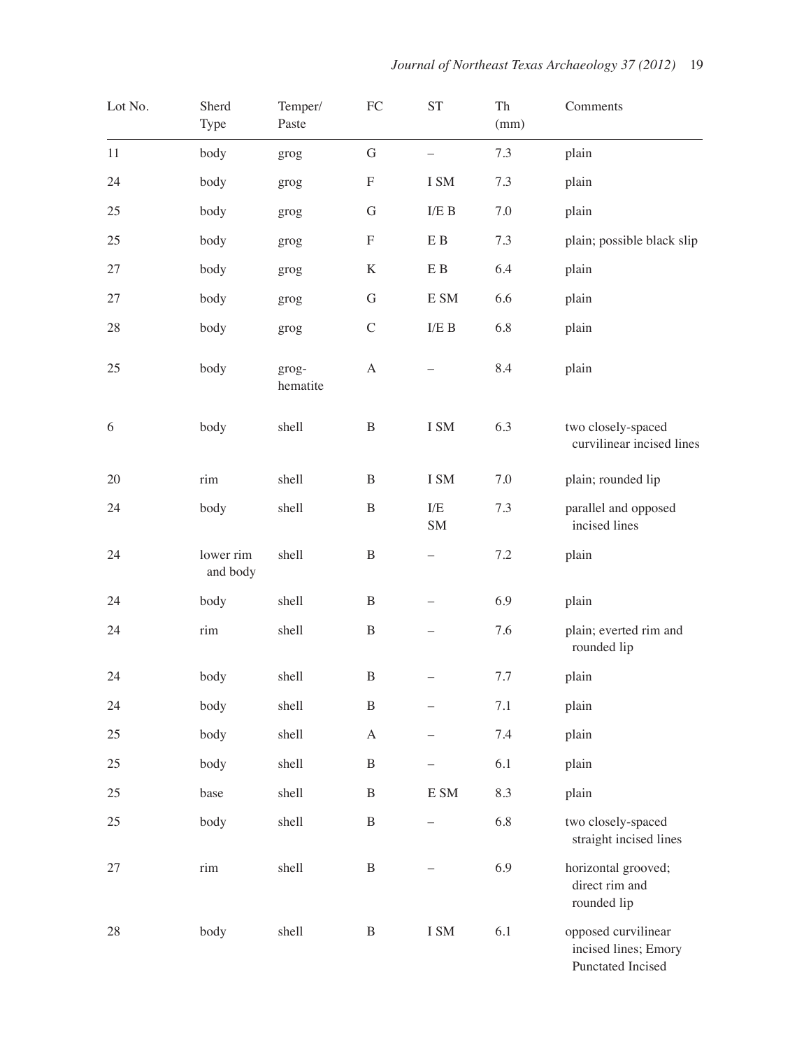| Lot No. | Sherd Type | Temper/ Paste | FC | ST | Th (mm) | Comments |
|---|---|---|---|---|---|---|
| 11 | body | grog | G | – | 7.3 | plain |
| 24 | body | grog | F | I SM | 7.3 | plain |
| 25 | body | grog | G | I/E B | 7.0 | plain |
| 25 | body | grog | F | E B | 7.3 | plain; possible black slip |
| 27 | body | grog | K | E B | 6.4 | plain |
| 27 | body | grog | G | E SM | 6.6 | plain |
| 28 | body | grog | C | I/E B | 6.8 | plain |
| 25 | body | grog-hematite | A | – | 8.4 | plain |
| 6 | body | shell | B | I SM | 6.3 | two closely-spaced curvilinear incised lines |
| 20 | rim | shell | B | I SM | 7.0 | plain; rounded lip |
| 24 | body | shell | B | I/E SM | 7.3 | parallel and opposed incised lines |
| 24 | lower rim and body | shell | B | – | 7.2 | plain |
| 24 | body | shell | B | – | 6.9 | plain |
| 24 | rim | shell | B | – | 7.6 | plain; everted rim and rounded lip |
| 24 | body | shell | B | – | 7.7 | plain |
| 24 | body | shell | B | – | 7.1 | plain |
| 25 | body | shell | A | – | 7.4 | plain |
| 25 | body | shell | B | – | 6.1 | plain |
| 25 | base | shell | B | E SM | 8.3 | plain |
| 25 | body | shell | B | – | 6.8 | two closely-spaced straight incised lines |
| 27 | rim | shell | B | – | 6.9 | horizontal grooved; direct rim and rounded lip |
| 28 | body | shell | B | I SM | 6.1 | opposed curvilinear incised lines; Emory Punctated Incised |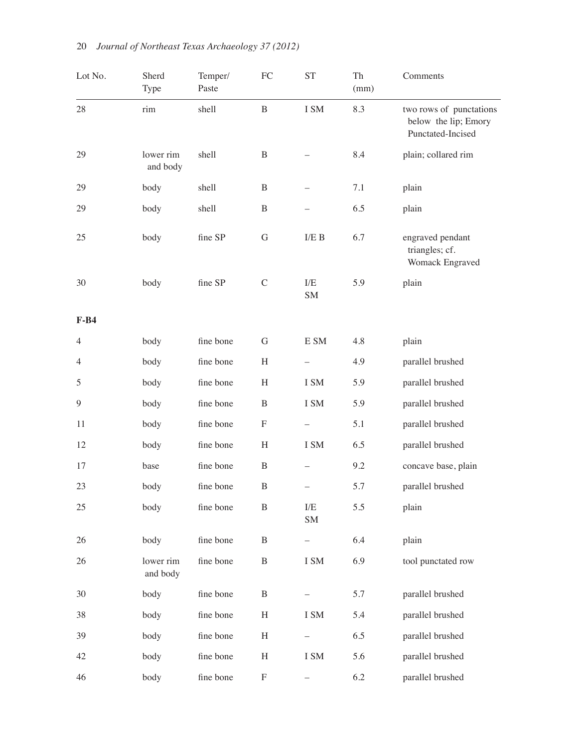| Lot No. | Sherd Type | Temper/ Paste | FC | ST | Th (mm) | Comments |
|---|---|---|---|---|---|---|
| 28 | rim | shell | B | I SM | 8.3 | two rows of punctations below the lip; Emory Punctated-Incised |
| 29 | lower rim and body | shell | B | – | 8.4 | plain; collared rim |
| 29 | body | shell | B | – | 7.1 | plain |
| 29 | body | shell | B | – | 6.5 | plain |
| 25 | body | fine SP | G | I/E B | 6.7 | engraved pendant triangles; cf. Womack Engraved |
| 30 | body | fine SP | C | I/E SM | 5.9 | plain |
| **F-B4** | | | | | | |
| 4 | body | fine bone | G | E SM | 4.8 | plain |
| 4 | body | fine bone | H | – | 4.9 | parallel brushed |
| 5 | body | fine bone | H | I SM | 5.9 | parallel brushed |
| 9 | body | fine bone | B | I SM | 5.9 | parallel brushed |
| 11 | body | fine bone | F | – | 5.1 | parallel brushed |
| 12 | body | fine bone | H | I SM | 6.5 | parallel brushed |
| 17 | base | fine bone | B | – | 9.2 | concave base, plain |
| 23 | body | fine bone | B | – | 5.7 | parallel brushed |
| 25 | body | fine bone | B | I/E SM | 5.5 | plain |
| 26 | body | fine bone | B | – | 6.4 | plain |
| 26 | lower rim and body | fine bone | B | I SM | 6.9 | tool punctated row |
| 30 | body | fine bone | B | – | 5.7 | parallel brushed |
| 38 | body | fine bone | H | I SM | 5.4 | parallel brushed |
| 39 | body | fine bone | H | – | 6.5 | parallel brushed |
| 42 | body | fine bone | H | I SM | 5.6 | parallel brushed |
| 46 | body | fine bone | F | – | 6.2 | parallel brushed |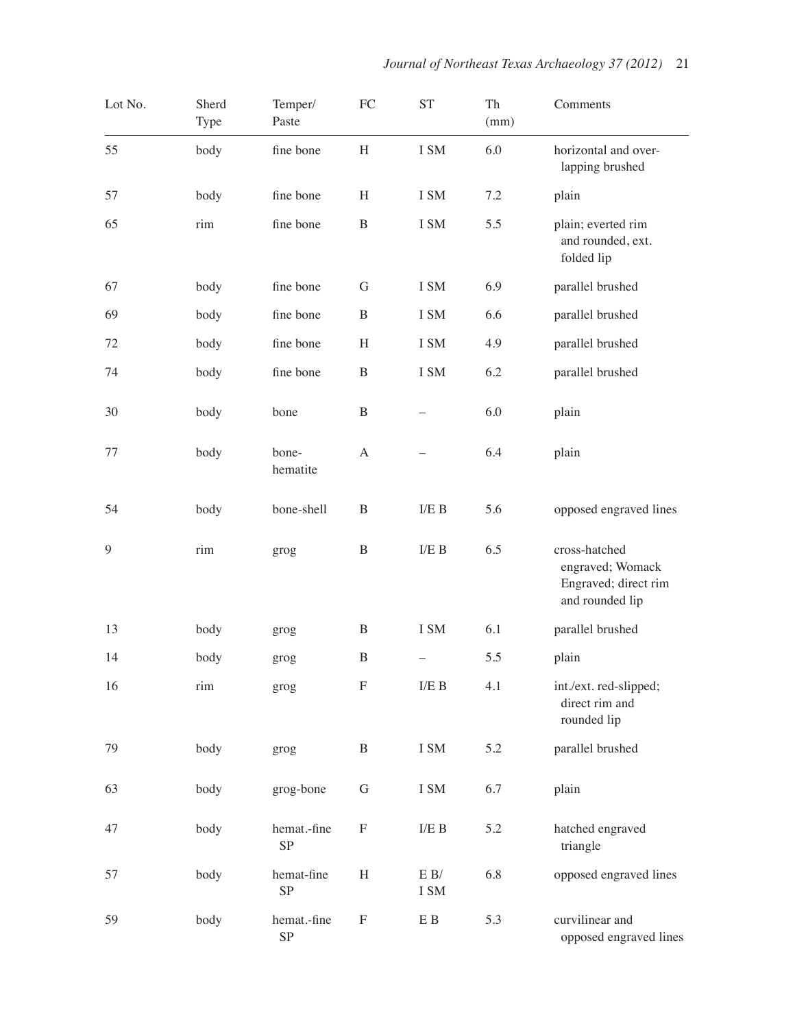| Lot No. | Sherd Type | Temper/ Paste | FC | ST | Th (mm) | Comments |
|---|---|---|---|---|---|---|
| 55 | body | fine bone | H | I SM | 6.0 | horizontal and over-lapping brushed |
| 57 | body | fine bone | H | I SM | 7.2 | plain |
| 65 | rim | fine bone | B | I SM | 5.5 | plain; everted rim and rounded, ext. folded lip |
| 67 | body | fine bone | G | I SM | 6.9 | parallel brushed |
| 69 | body | fine bone | B | I SM | 6.6 | parallel brushed |
| 72 | body | fine bone | H | I SM | 4.9 | parallel brushed |
| 74 | body | fine bone | B | I SM | 6.2 | parallel brushed |
| 30 | body | bone | B | – | 6.0 | plain |
| 77 | body | bone-hematite | A | – | 6.4 | plain |
| 54 | body | bone-shell | B | I/E B | 5.6 | opposed engraved lines |
| 9 | rim | grog | B | I/E B | 6.5 | cross-hatched engraved; Womack Engraved; direct rim and rounded lip |
| 13 | body | grog | B | I SM | 6.1 | parallel brushed |
| 14 | body | grog | B | – | 5.5 | plain |
| 16 | rim | grog | F | I/E B | 4.1 | int./ext. red-slipped; direct rim and rounded lip |
| 79 | body | grog | B | I SM | 5.2 | parallel brushed |
| 63 | body | grog-bone | G | I SM | 6.7 | plain |
| 47 | body | hemat.-fine SP | F | I/E B | 5.2 | hatched engraved triangle |
| 57 | body | hemat-fine SP | H | E B/ I SM | 6.8 | opposed engraved lines |
| 59 | body | hemat.-fine SP | F | E B | 5.3 | curvilinear and opposed engraved lines |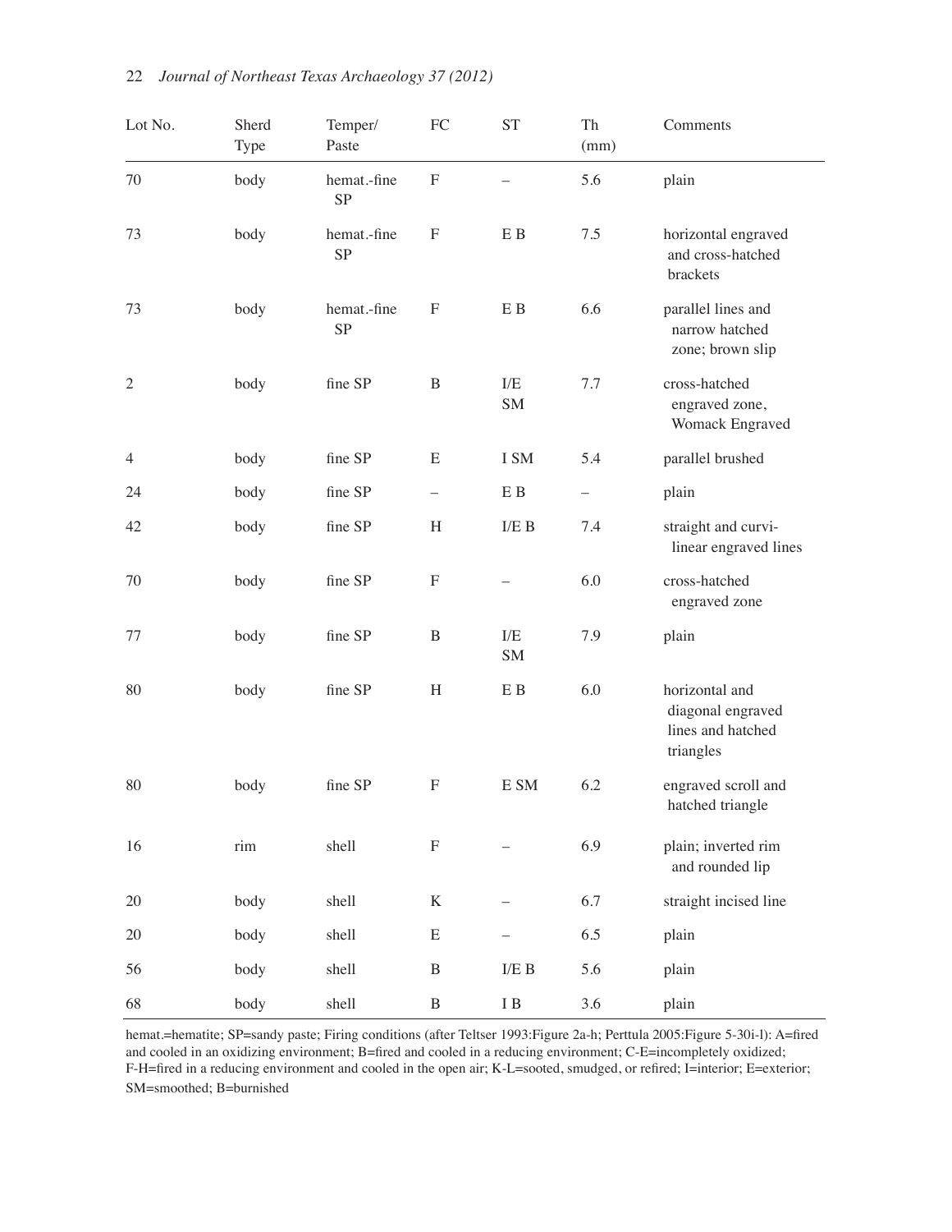| Lot No. | Sherd Type | Temper/ Paste | FC | ST | Th (mm) | Comments |
|---|---|---|---|---|---|---|
| 70 | body | hemat.-fine SP | F | – | 5.6 | plain |
| 73 | body | hemat.-fine SP | F | E B | 7.5 | horizontal engraved and cross-hatched brackets |
| 73 | body | hemat.-fine SP | F | E B | 6.6 | parallel lines and narrow hatched zone; brown slip |
| 2 | body | fine SP | B | I/E SM | 7.7 | cross-hatched engraved zone, Womack Engraved |
| 4 | body | fine SP | E | I SM | 5.4 | parallel brushed |
| 24 | body | fine SP | – | E B | – | plain |
| 42 | body | fine SP | H | I/E B | 7.4 | straight and curvi-linear engraved lines |
| 70 | body | fine SP | F | – | 6.0 | cross-hatched engraved zone |
| 77 | body | fine SP | B | I/E SM | 7.9 | plain |
| 80 | body | fine SP | H | E B | 6.0 | horizontal and diagonal engraved lines and hatched triangles |
| 80 | body | fine SP | F | E SM | 6.2 | engraved scroll and hatched triangle |
| 16 | rim | shell | F | – | 6.9 | plain; inverted rim and rounded lip |
| 20 | body | shell | K | – | 6.7 | straight incised line |
| 20 | body | shell | E | – | 6.5 | plain |
| 56 | body | shell | B | I/E B | 5.6 | plain |
| 68 | body | shell | B | I B | 3.6 | plain |

hemat.=hematite; SP=sandy paste; Firing conditions (after Teltser 1993:Figure 2a-h; Perttula 2005:Figure 5-30i-l): A=fired and cooled in an oxidizing environment; B=fired and cooled in a reducing environment; C-E=incompletely oxidized; F-H=fired in a reducing environment and cooled in the open air; K-L=sooted, smudged, or refired; I=interior; E=exterior; SM=smoothed; B=burnished